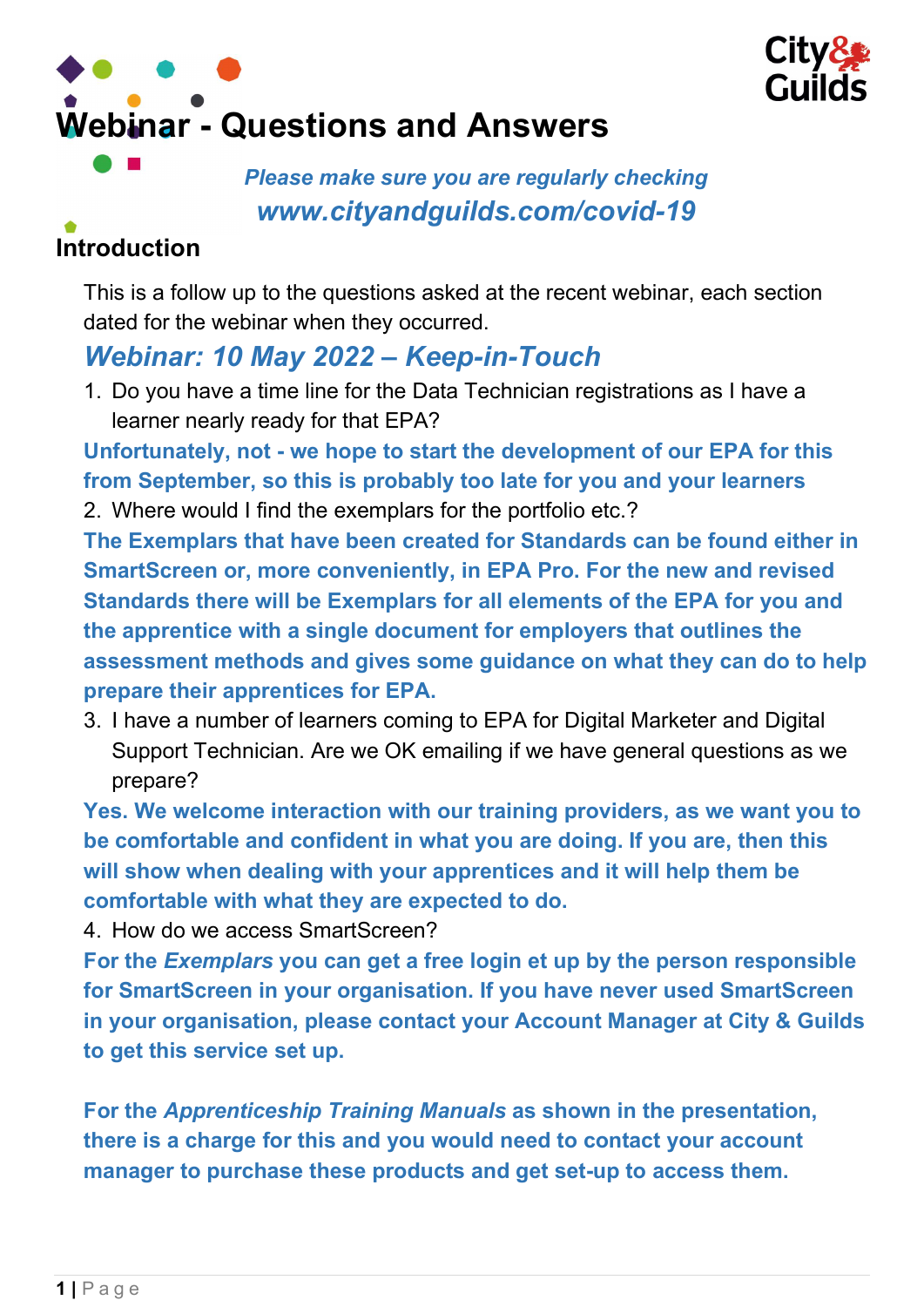# Webinar - Questions and Answers

*Please make sure you are regularly checking*
***www.cityandguilds.com/covid-19***

## Introduction

This is a follow up to the questions asked at the recent webinar, each section dated for the webinar when they occurred.

## *Webinar: 10 May 2022 – Keep-in-Touch*

1. Do you have a time line for the Data Technician registrations as I have a learner nearly ready for that EPA?

**Unfortunately, not - we hope to start the development of our EPA for this from September, so this is probably too late for you and your learners**

2. Where would I find the exemplars for the portfolio etc.?

**The Exemplars that have been created for Standards can be found either in SmartScreen or, more conveniently, in EPA Pro. For the new and revised Standards there will be Exemplars for all elements of the EPA for you and the apprentice with a single document for employers that outlines the assessment methods and gives some guidance on what they can do to help prepare their apprentices for EPA.**

3. I have a number of learners coming to EPA for Digital Marketer and Digital Support Technician. Are we OK emailing if we have general questions as we prepare?

**Yes. We welcome interaction with our training providers, as we want you to be comfortable and confident in what you are doing. If you are, then this will show when dealing with your apprentices and it will help them be comfortable with what they are expected to do.**

4. How do we access SmartScreen?

**For the *Exemplars* you can get a free login et up by the person responsible for SmartScreen in your organisation. If you have never used SmartScreen in your organisation, please contact your Account Manager at City & Guilds to get this service set up.**

**For the *Apprenticeship Training Manuals* as shown in the presentation, there is a charge for this and you would need to contact your account manager to purchase these products and get set-up to access them.**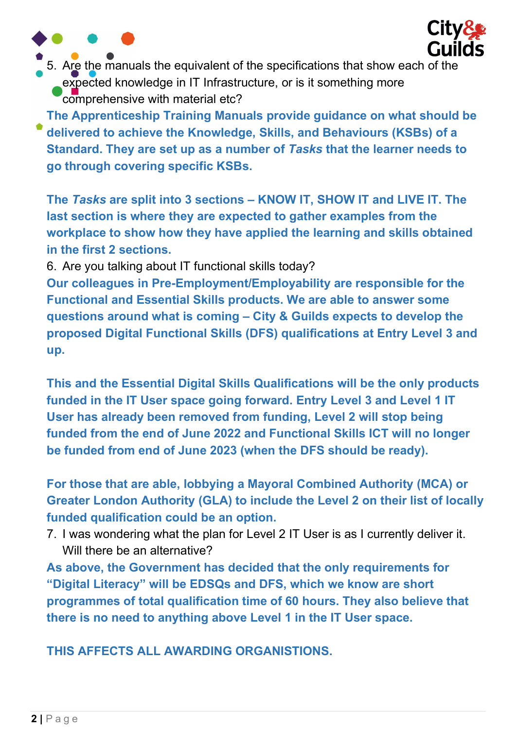5. Are the manuals the equivalent of the specifications that show each of the expected knowledge in IT Infrastructure, or is it something more comprehensive with material etc?

**The Apprenticeship Training Manuals provide guidance on what should be delivered to achieve the Knowledge, Skills, and Behaviours (KSBs) of a Standard. They are set up as a number of *Tasks* that the learner needs to go through covering specific KSBs.**

**The *Tasks* are split into 3 sections – KNOW IT, SHOW IT and LIVE IT. The last section is where they are expected to gather examples from the workplace to show how they have applied the learning and skills obtained in the first 2 sections.**

6. Are you talking about IT functional skills today?

**Our colleagues in Pre-Employment/Employability are responsible for the Functional and Essential Skills products. We are able to answer some questions around what is coming – City & Guilds expects to develop the proposed Digital Functional Skills (DFS) qualifications at Entry Level 3 and up.**

**This and the Essential Digital Skills Qualifications will be the only products funded in the IT User space going forward. Entry Level 3 and Level 1 IT User has already been removed from funding, Level 2 will stop being funded from the end of June 2022 and Functional Skills ICT will no longer be funded from end of June 2023 (when the DFS should be ready).**

**For those that are able, lobbying a Mayoral Combined Authority (MCA) or Greater London Authority (GLA) to include the Level 2 on their list of locally funded qualification could be an option.**

7. I was wondering what the plan for Level 2 IT User is as I currently deliver it. Will there be an alternative?

**As above, the Government has decided that the only requirements for "Digital Literacy" will be EDSQs and DFS, which we know are short programmes of total qualification time of 60 hours. They also believe that there is no need to anything above Level 1 in the IT User space.**

**THIS AFFECTS ALL AWARDING ORGANISTIONS.**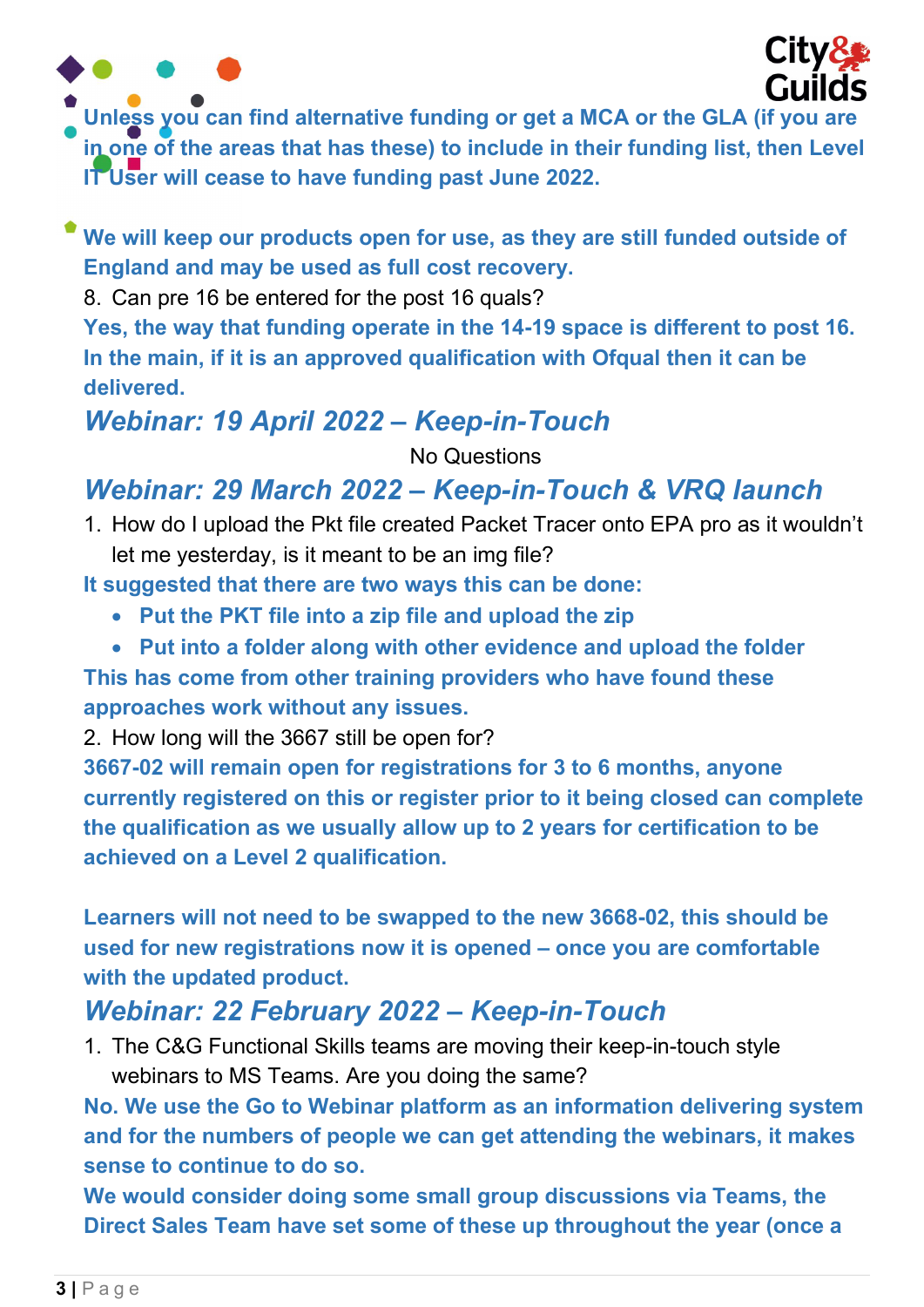**Unless you can find alternative funding or get a MCA or the GLA (if you are in one of the areas that has these) to include in their funding list, then Level IT User will cease to have funding past June 2022.**

**We will keep our products open for use, as they are still funded outside of England and may be used as full cost recovery.**

8. Can pre 16 be entered for the post 16 quals?

**Yes, the way that funding operate in the 14-19 space is different to post 16. In the main, if it is an approved qualification with Ofqual then it can be delivered.**

## *Webinar: 19 April 2022 – Keep-in-Touch*

No Questions

## *Webinar: 29 March 2022 – Keep-in-Touch & VRQ launch*

1. How do I upload the Pkt file created Packet Tracer onto EPA pro as it wouldn't let me yesterday, is it meant to be an img file?

**It suggested that there are two ways this can be done:**

- **Put the PKT file into a zip file and upload the zip**
- **Put into a folder along with other evidence and upload the folder**

**This has come from other training providers who have found these approaches work without any issues.**

2. How long will the 3667 still be open for?

**3667-02 will remain open for registrations for 3 to 6 months, anyone currently registered on this or register prior to it being closed can complete the qualification as we usually allow up to 2 years for certification to be achieved on a Level 2 qualification.**

**Learners will not need to be swapped to the new 3668-02, this should be used for new registrations now it is opened – once you are comfortable with the updated product.**

## *Webinar: 22 February 2022 – Keep-in-Touch*

1. The C&G Functional Skills teams are moving their keep-in-touch style webinars to MS Teams. Are you doing the same?

**No. We use the Go to Webinar platform as an information delivering system and for the numbers of people we can get attending the webinars, it makes sense to continue to do so.**

**We would consider doing some small group discussions via Teams, the Direct Sales Team have set some of these up throughout the year (once a**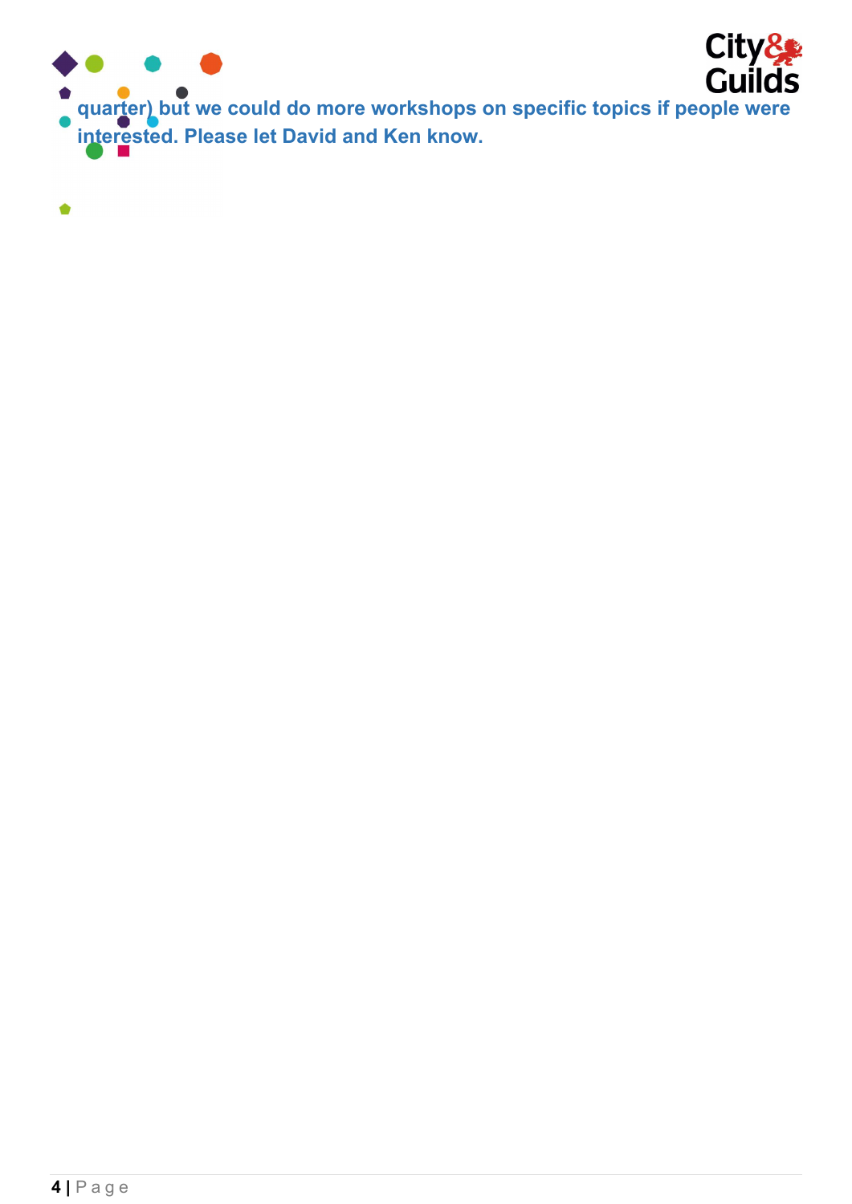**quarter) but we could do more workshops on specific topics if people were interested. Please let David and Ken know.**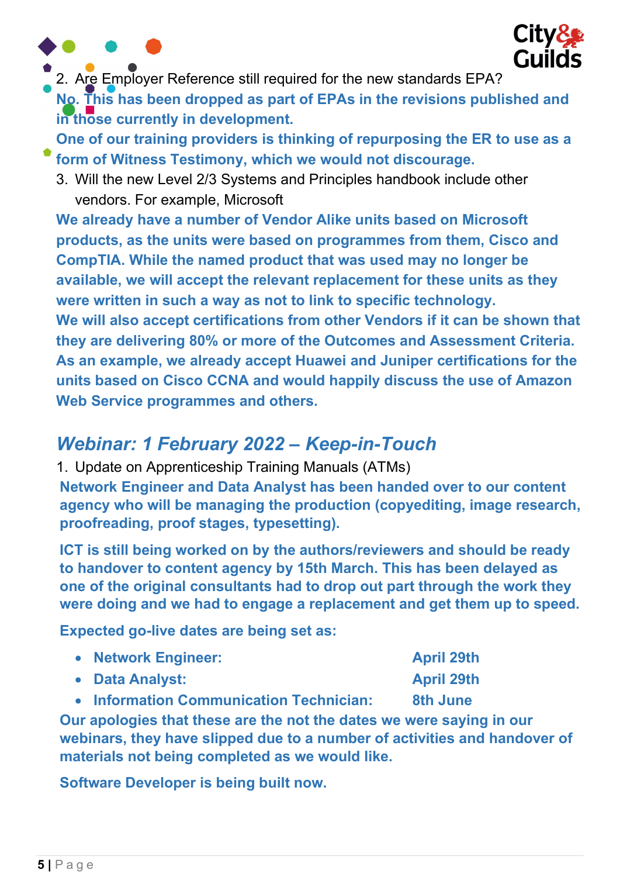2. Are Employer Reference still required for the new standards EPA?

**No. This has been dropped as part of EPAs in the revisions published and in those currently in development.**

**One of our training providers is thinking of repurposing the ER to use as a form of Witness Testimony, which we would not discourage.**

3. Will the new Level 2/3 Systems and Principles handbook include other vendors. For example, Microsoft

**We already have a number of Vendor Alike units based on Microsoft products, as the units were based on programmes from them, Cisco and CompTIA. While the named product that was used may no longer be available, we will accept the relevant replacement for these units as they were written in such a way as not to link to specific technology.**

**We will also accept certifications from other Vendors if it can be shown that they are delivering 80% or more of the Outcomes and Assessment Criteria. As an example, we already accept Huawei and Juniper certifications for the units based on Cisco CCNA and would happily discuss the use of Amazon Web Service programmes and others.**

## *Webinar: 1 February 2022 – Keep-in-Touch*

1. Update on Apprenticeship Training Manuals (ATMs)

**Network Engineer and Data Analyst has been handed over to our content agency who will be managing the production (copyediting, image research, proofreading, proof stages, typesetting).**

**ICT is still being worked on by the authors/reviewers and should be ready to handover to content agency by 15th March. This has been delayed as one of the original consultants had to drop out part through the work they were doing and we had to engage a replacement and get them up to speed.**

**Expected go-live dates are being set as:**

- **Network Engineer: April 29th**
- **Data Analyst: April 29th**
- **Information Communication Technician: 8th June**

**Our apologies that these are the not the dates we were saying in our webinars, they have slipped due to a number of activities and handover of materials not being completed as we would like.**

**Software Developer is being built now.**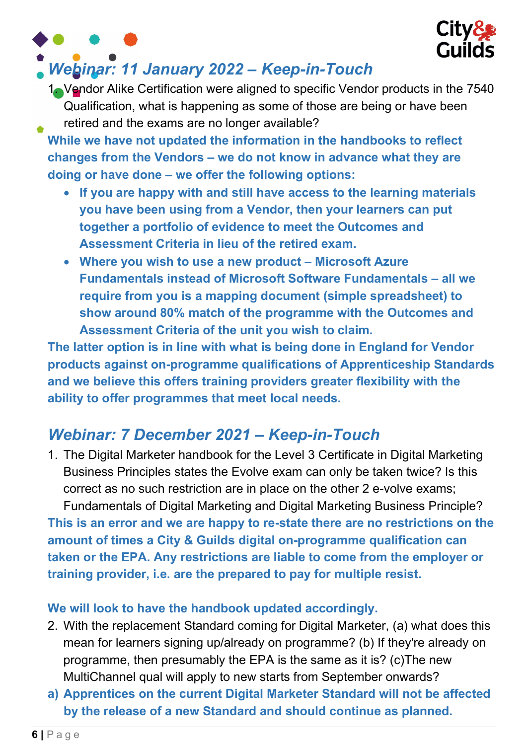## *Webinar: 11 January 2022 – Keep-in-Touch*

1. Vendor Alike Certification were aligned to specific Vendor products in the 7540 Qualification, what is happening as some of those are being or have been retired and the exams are no longer available?

**While we have not updated the information in the handbooks to reflect changes from the Vendors – we do not know in advance what they are doing or have done – we offer the following options:**

- **If you are happy with and still have access to the learning materials you have been using from a Vendor, then your learners can put together a portfolio of evidence to meet the Outcomes and Assessment Criteria in lieu of the retired exam.**
- **Where you wish to use a new product – Microsoft Azure Fundamentals instead of Microsoft Software Fundamentals – all we require from you is a mapping document (simple spreadsheet) to show around 80% match of the programme with the Outcomes and Assessment Criteria of the unit you wish to claim.**

**The latter option is in line with what is being done in England for Vendor products against on-programme qualifications of Apprenticeship Standards and we believe this offers training providers greater flexibility with the ability to offer programmes that meet local needs.**

## *Webinar: 7 December 2021 – Keep-in-Touch*

1. The Digital Marketer handbook for the Level 3 Certificate in Digital Marketing Business Principles states the Evolve exam can only be taken twice? Is this correct as no such restriction are in place on the other 2 e-volve exams; Fundamentals of Digital Marketing and Digital Marketing Business Principle?

**This is an error and we are happy to re-state there are no restrictions on the amount of times a City & Guilds digital on-programme qualification can taken or the EPA. Any restrictions are liable to come from the employer or training provider, i.e. are the prepared to pay for multiple resist.**

**We will look to have the handbook updated accordingly.**

2. With the replacement Standard coming for Digital Marketer, (a) what does this mean for learners signing up/already on programme? (b) If they're already on programme, then presumably the EPA is the same as it is? (c)The new MultiChannel qual will apply to new starts from September onwards?

**a) Apprentices on the current Digital Marketer Standard will not be affected by the release of a new Standard and should continue as planned.**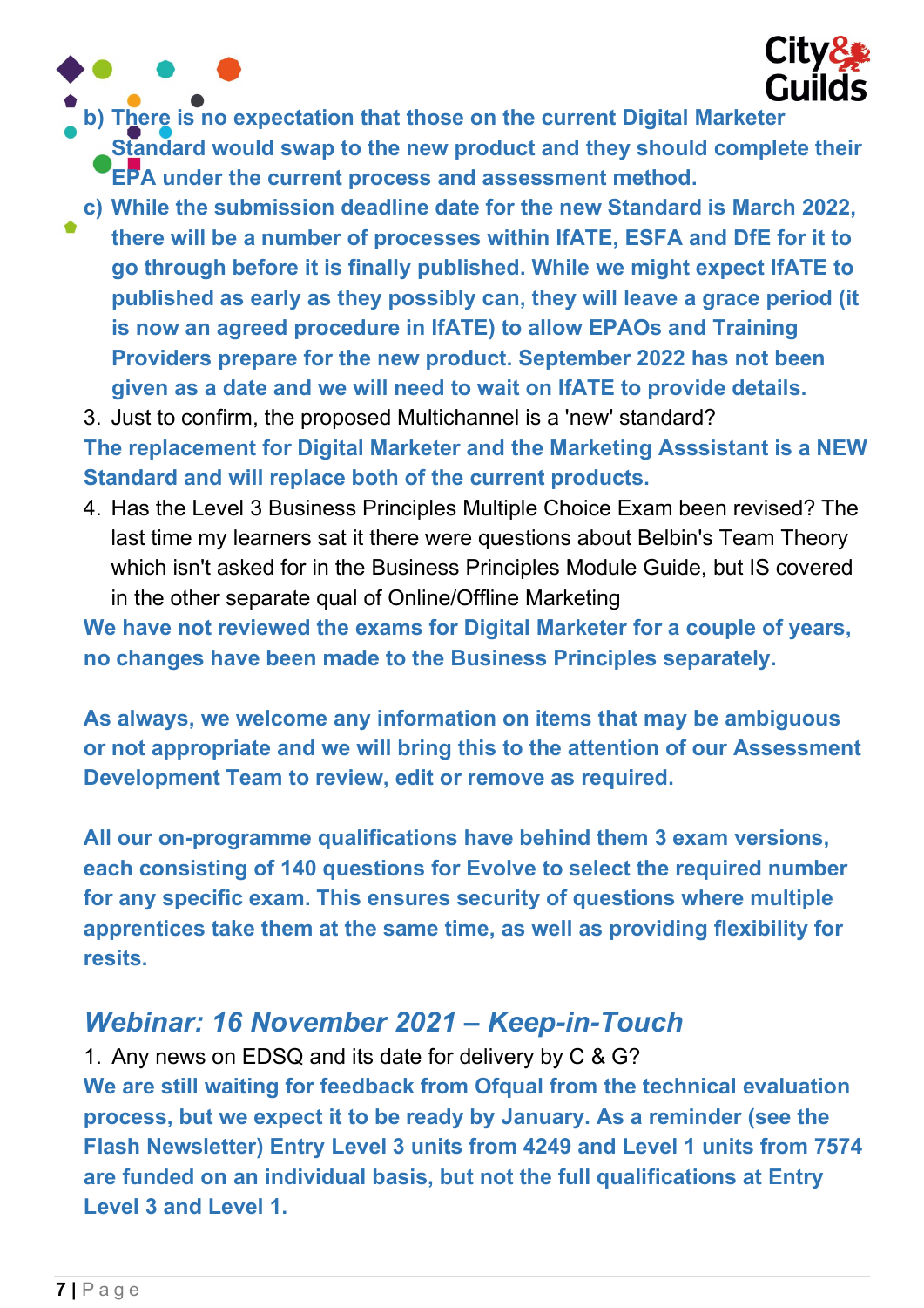b) **There is no expectation that those on the current Digital Marketer Standard would swap to the new product and they should complete their EPA under the current process and assessment method.**

c) **While the submission deadline date for the new Standard is March 2022, there will be a number of processes within IfATE, ESFA and DfE for it to go through before it is finally published. While we might expect IfATE to published as early as they possibly can, they will leave a grace period (it is now an agreed procedure in IfATE) to allow EPAOs and Training Providers prepare for the new product. September 2022 has not been given as a date and we will need to wait on IfATE to provide details.**

3. Just to confirm, the proposed Multichannel is a 'new' standard?

**The replacement for Digital Marketer and the Marketing Asssistant is a NEW Standard and will replace both of the current products.**

4. Has the Level 3 Business Principles Multiple Choice Exam been revised? The last time my learners sat it there were questions about Belbin's Team Theory which isn't asked for in the Business Principles Module Guide, but IS covered in the other separate qual of Online/Offline Marketing

**We have not reviewed the exams for Digital Marketer for a couple of years, no changes have been made to the Business Principles separately.**

**As always, we welcome any information on items that may be ambiguous or not appropriate and we will bring this to the attention of our Assessment Development Team to review, edit or remove as required.**

**All our on-programme qualifications have behind them 3 exam versions, each consisting of 140 questions for Evolve to select the required number for any specific exam. This ensures security of questions where multiple apprentices take them at the same time, as well as providing flexibility for resits.**

## *Webinar: 16 November 2021 – Keep-in-Touch*

1. Any news on EDSQ and its date for delivery by C & G?

**We are still waiting for feedback from Ofqual from the technical evaluation process, but we expect it to be ready by January. As a reminder (see the Flash Newsletter) Entry Level 3 units from 4249 and Level 1 units from 7574 are funded on an individual basis, but not the full qualifications at Entry Level 3 and Level 1.**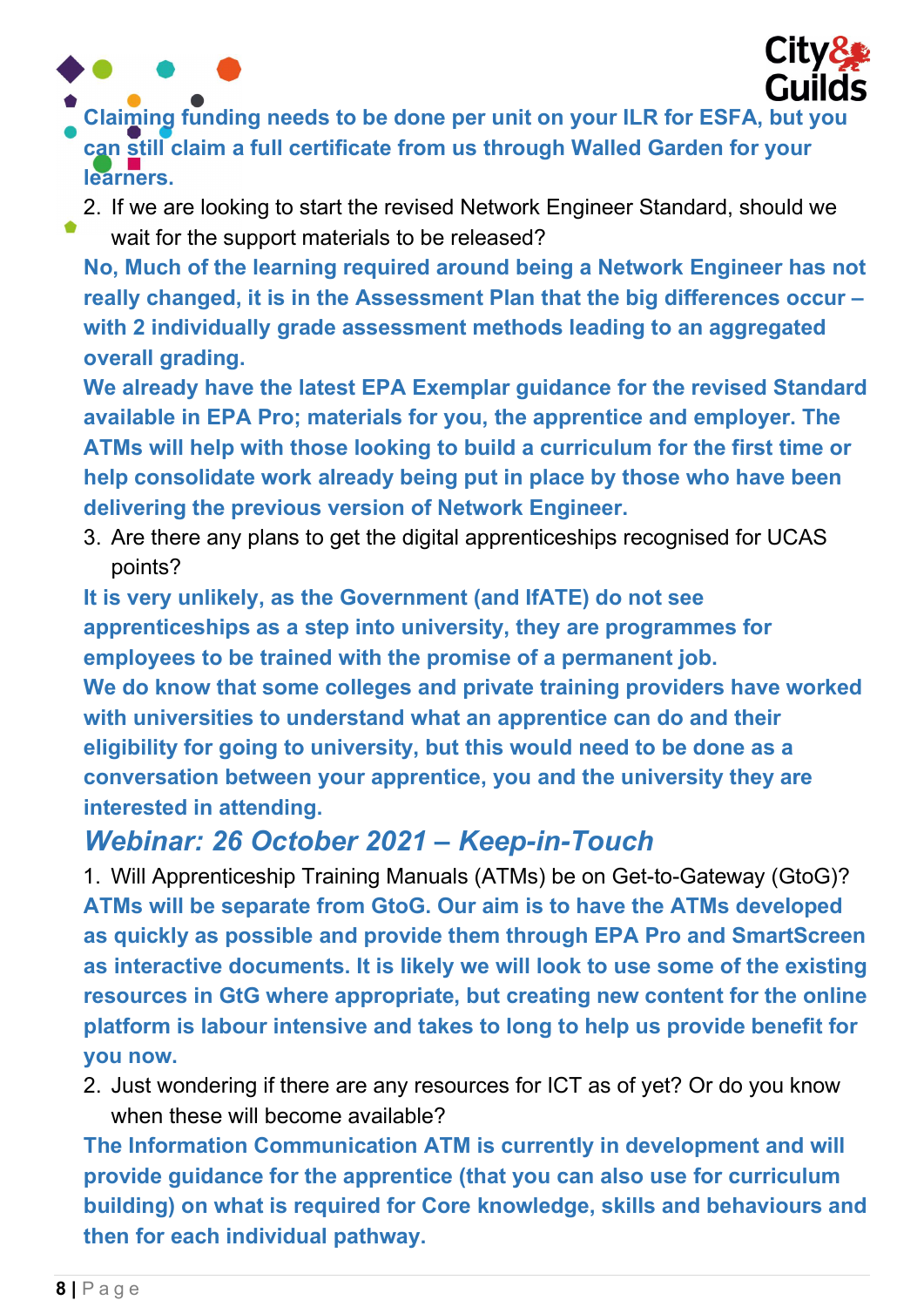**Claiming funding needs to be done per unit on your ILR for ESFA, but you can still claim a full certificate from us through Walled Garden for your learners.**

2. If we are looking to start the revised Network Engineer Standard, should we wait for the support materials to be released?

**No, Much of the learning required around being a Network Engineer has not really changed, it is in the Assessment Plan that the big differences occur – with 2 individually grade assessment methods leading to an aggregated overall grading.**

**We already have the latest EPA Exemplar guidance for the revised Standard available in EPA Pro; materials for you, the apprentice and employer. The ATMs will help with those looking to build a curriculum for the first time or help consolidate work already being put in place by those who have been delivering the previous version of Network Engineer.**

3. Are there any plans to get the digital apprenticeships recognised for UCAS points?

**It is very unlikely, as the Government (and IfATE) do not see apprenticeships as a step into university, they are programmes for employees to be trained with the promise of a permanent job.**

**We do know that some colleges and private training providers have worked with universities to understand what an apprentice can do and their eligibility for going to university, but this would need to be done as a conversation between your apprentice, you and the university they are interested in attending.**

## *Webinar: 26 October 2021 – Keep-in-Touch*

1. Will Apprenticeship Training Manuals (ATMs) be on Get-to-Gateway (GtoG)?

**ATMs will be separate from GtoG. Our aim is to have the ATMs developed as quickly as possible and provide them through EPA Pro and SmartScreen as interactive documents. It is likely we will look to use some of the existing resources in GtG where appropriate, but creating new content for the online platform is labour intensive and takes to long to help us provide benefit for you now.**

2. Just wondering if there are any resources for ICT as of yet? Or do you know when these will become available?

**The Information Communication ATM is currently in development and will provide guidance for the apprentice (that you can also use for curriculum building) on what is required for Core knowledge, skills and behaviours and then for each individual pathway.**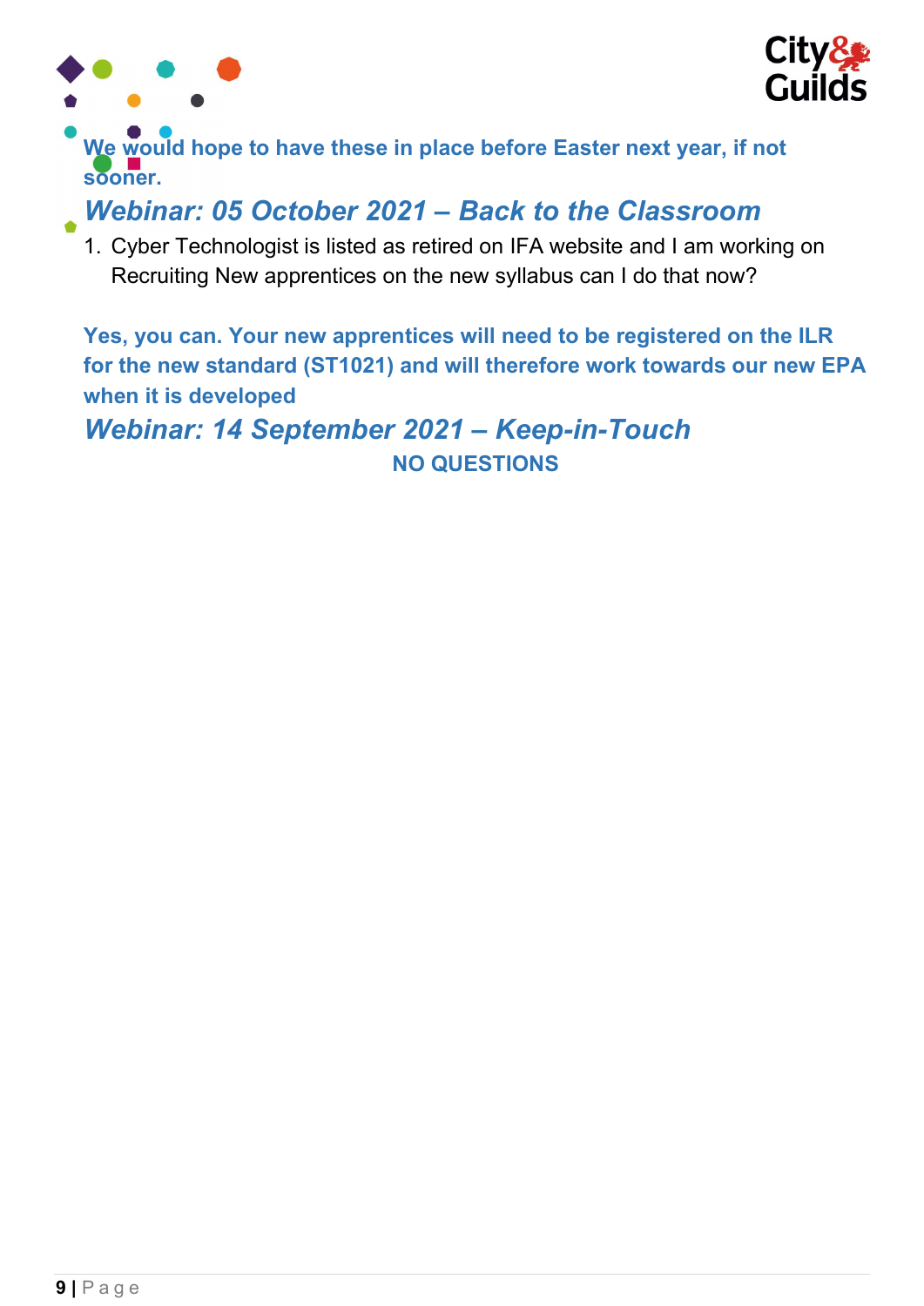**We would hope to have these in place before Easter next year, if not sooner.**

## *Webinar: 05 October 2021 – Back to the Classroom*

1. Cyber Technologist is listed as retired on IFA website and I am working on Recruiting New apprentices on the new syllabus can I do that now?

**Yes, you can. Your new apprentices will need to be registered on the ILR for the new standard (ST1021) and will therefore work towards our new EPA when it is developed**

## *Webinar: 14 September 2021 – Keep-in-Touch*

**NO QUESTIONS**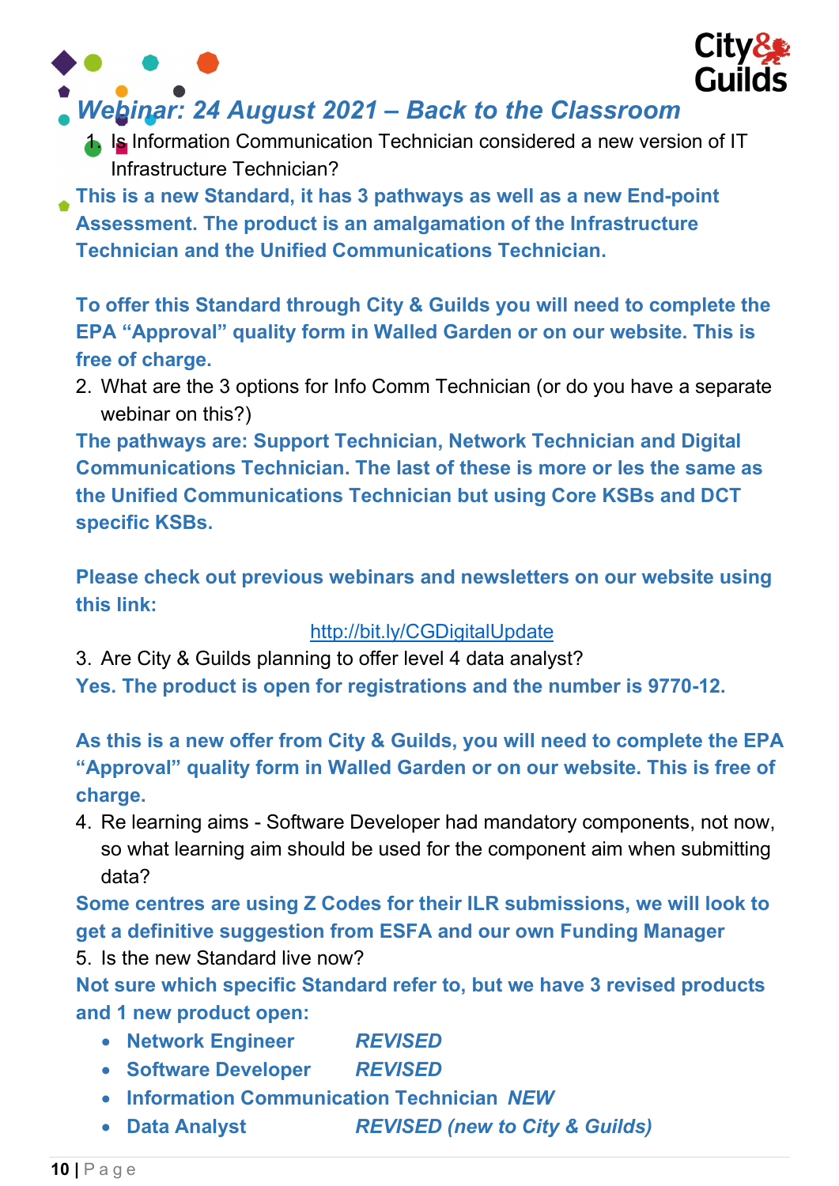## *Webinar: 24 August 2021 – Back to the Classroom*

1. Is Information Communication Technician considered a new version of IT Infrastructure Technician?

**This is a new Standard, it has 3 pathways as well as a new End-point Assessment. The product is an amalgamation of the Infrastructure Technician and the Unified Communications Technician.**

**To offer this Standard through City & Guilds you will need to complete the EPA "Approval" quality form in Walled Garden or on our website. This is free of charge.**

2. What are the 3 options for Info Comm Technician (or do you have a separate webinar on this?)

**The pathways are: Support Technician, Network Technician and Digital Communications Technician. The last of these is more or les the same as the Unified Communications Technician but using Core KSBs and DCT specific KSBs.**

**Please check out previous webinars and newsletters on our website using this link:**

http://bit.ly/CGDigitalUpdate

3. Are City & Guilds planning to offer level 4 data analyst?

**Yes. The product is open for registrations and the number is 9770-12.**

**As this is a new offer from City & Guilds, you will need to complete the EPA "Approval" quality form in Walled Garden or on our website. This is free of charge.**

4. Re learning aims - Software Developer had mandatory components, not now, so what learning aim should be used for the component aim when submitting data?

**Some centres are using Z Codes for their ILR submissions, we will look to get a definitive suggestion from ESFA and our own Funding Manager**

5. Is the new Standard live now?

**Not sure which specific Standard refer to, but we have 3 revised products and 1 new product open:**

- **Network Engineer** ***REVISED***
- **Software Developer** ***REVISED***
- **Information Communication Technician** ***NEW***
- **Data Analyst** ***REVISED (new to City & Guilds)***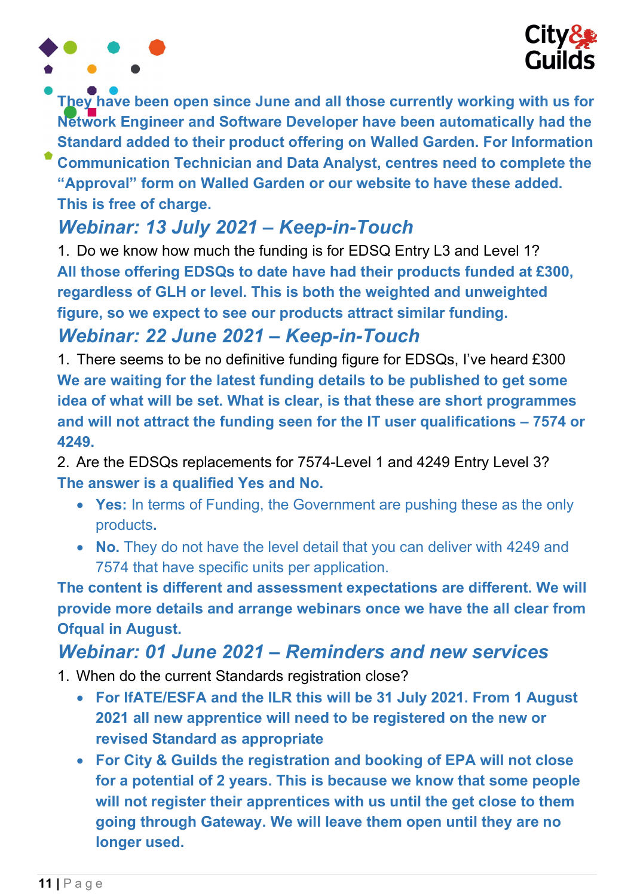**They have been open since June and all those currently working with us for Network Engineer and Software Developer have been automatically had the Standard added to their product offering on Walled Garden. For Information Communication Technician and Data Analyst, centres need to complete the "Approval" form on Walled Garden or our website to have these added. This is free of charge.**

## *Webinar: 13 July 2021 – Keep-in-Touch*

1. Do we know how much the funding is for EDSQ Entry L3 and Level 1?

**All those offering EDSQs to date have had their products funded at £300, regardless of GLH or level. This is both the weighted and unweighted figure, so we expect to see our products attract similar funding.**

## *Webinar: 22 June 2021 – Keep-in-Touch*

1. There seems to be no definitive funding figure for EDSQs, I've heard £300

**We are waiting for the latest funding details to be published to get some idea of what will be set. What is clear, is that these are short programmes and will not attract the funding seen for the IT user qualifications – 7574 or 4249.**

2. Are the EDSQs replacements for 7574-Level 1 and 4249 Entry Level 3?

**The answer is a qualified Yes and No.**

- **Yes:** In terms of Funding, the Government are pushing these as the only products**.**
- **No.** They do not have the level detail that you can deliver with 4249 and 7574 that have specific units per application.

**The content is different and assessment expectations are different. We will provide more details and arrange webinars once we have the all clear from Ofqual in August.**

## *Webinar: 01 June 2021 – Reminders and new services*

1. When do the current Standards registration close?
   - **For IfATE/ESFA and the ILR this will be 31 July 2021. From 1 August 2021 all new apprentice will need to be registered on the new or revised Standard as appropriate**
   - **For City & Guilds the registration and booking of EPA will not close for a potential of 2 years. This is because we know that some people will not register their apprentices with us until the get close to them going through Gateway. We will leave them open until they are no longer used.**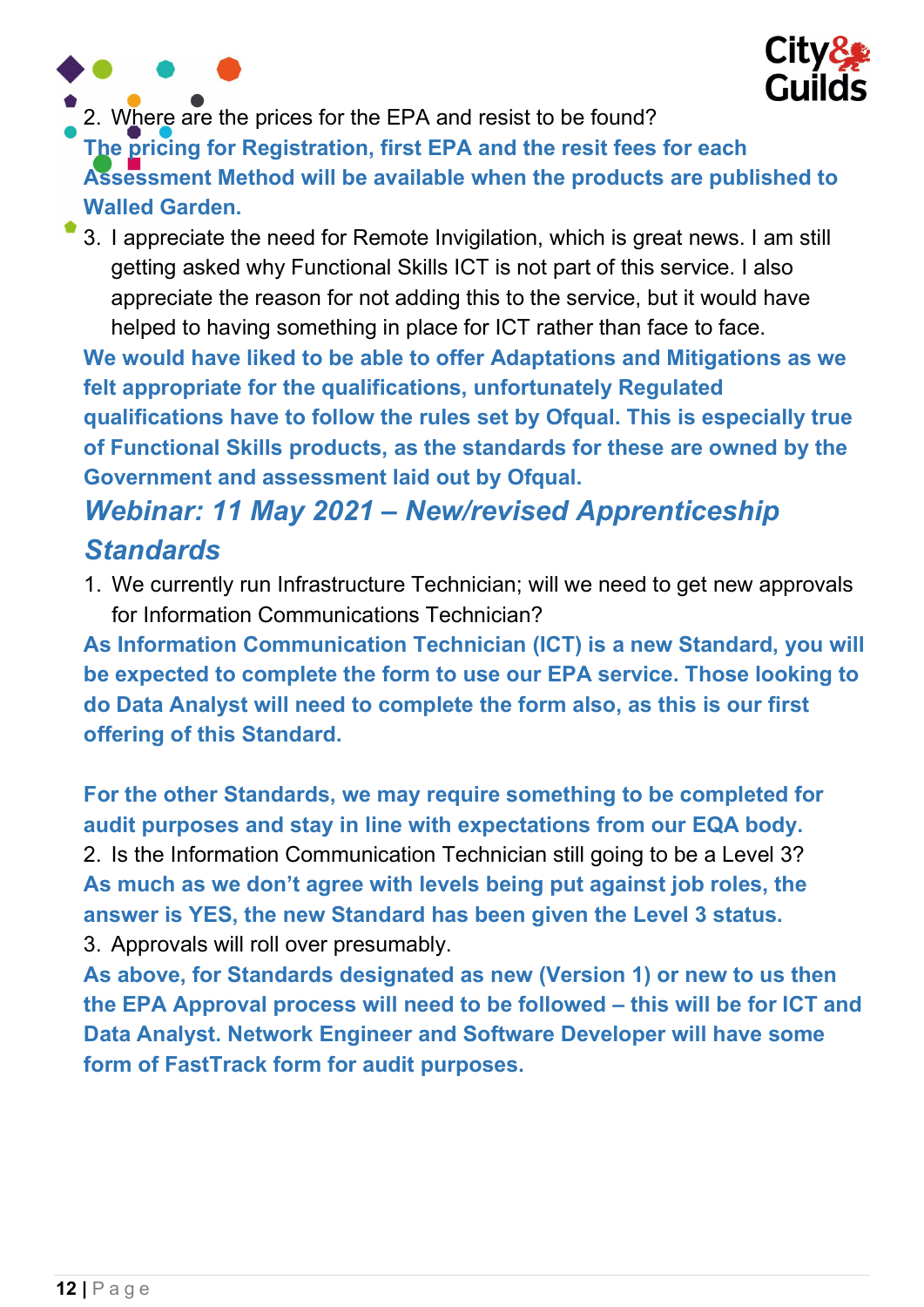2. Where are the prices for the EPA and resist to be found?

**The pricing for Registration, first EPA and the resit fees for each Assessment Method will be available when the products are published to Walled Garden.**

3. I appreciate the need for Remote Invigilation, which is great news. I am still getting asked why Functional Skills ICT is not part of this service. I also appreciate the reason for not adding this to the service, but it would have helped to having something in place for ICT rather than face to face.

**We would have liked to be able to offer Adaptations and Mitigations as we felt appropriate for the qualifications, unfortunately Regulated qualifications have to follow the rules set by Ofqual. This is especially true of Functional Skills products, as the standards for these are owned by the Government and assessment laid out by Ofqual.**

## *Webinar: 11 May 2021 – New/revised Apprenticeship Standards*

1. We currently run Infrastructure Technician; will we need to get new approvals for Information Communications Technician?

**As Information Communication Technician (ICT) is a new Standard, you will be expected to complete the form to use our EPA service. Those looking to do Data Analyst will need to complete the form also, as this is our first offering of this Standard.**

**For the other Standards, we may require something to be completed for audit purposes and stay in line with expectations from our EQA body.**

2. Is the Information Communication Technician still going to be a Level 3?

**As much as we don't agree with levels being put against job roles, the answer is YES, the new Standard has been given the Level 3 status.**

3. Approvals will roll over presumably.

**As above, for Standards designated as new (Version 1) or new to us then the EPA Approval process will need to be followed – this will be for ICT and Data Analyst. Network Engineer and Software Developer will have some form of FastTrack form for audit purposes.**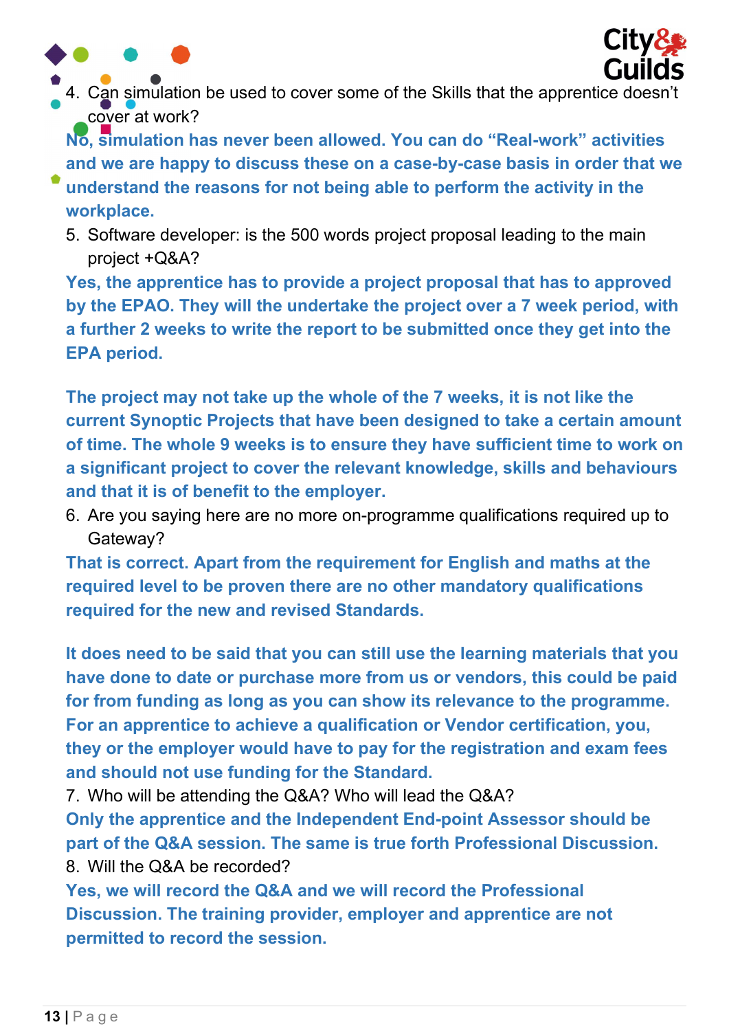4. Can simulation be used to cover some of the Skills that the apprentice doesn't cover at work?

**No, simulation has never been allowed. You can do "Real-work" activities and we are happy to discuss these on a case-by-case basis in order that we understand the reasons for not being able to perform the activity in the workplace.**

5. Software developer: is the 500 words project proposal leading to the main project +Q&A?

**Yes, the apprentice has to provide a project proposal that has to approved by the EPAO. They will the undertake the project over a 7 week period, with a further 2 weeks to write the report to be submitted once they get into the EPA period.**

**The project may not take up the whole of the 7 weeks, it is not like the current Synoptic Projects that have been designed to take a certain amount of time. The whole 9 weeks is to ensure they have sufficient time to work on a significant project to cover the relevant knowledge, skills and behaviours and that it is of benefit to the employer.**

6. Are you saying here are no more on-programme qualifications required up to Gateway?

**That is correct. Apart from the requirement for English and maths at the required level to be proven there are no other mandatory qualifications required for the new and revised Standards.**

**It does need to be said that you can still use the learning materials that you have done to date or purchase more from us or vendors, this could be paid for from funding as long as you can show its relevance to the programme. For an apprentice to achieve a qualification or Vendor certification, you, they or the employer would have to pay for the registration and exam fees and should not use funding for the Standard.**

7. Who will be attending the Q&A? Who will lead the Q&A?

**Only the apprentice and the Independent End-point Assessor should be part of the Q&A session. The same is true forth Professional Discussion.**

8. Will the Q&A be recorded?

**Yes, we will record the Q&A and we will record the Professional Discussion. The training provider, employer and apprentice are not permitted to record the session.**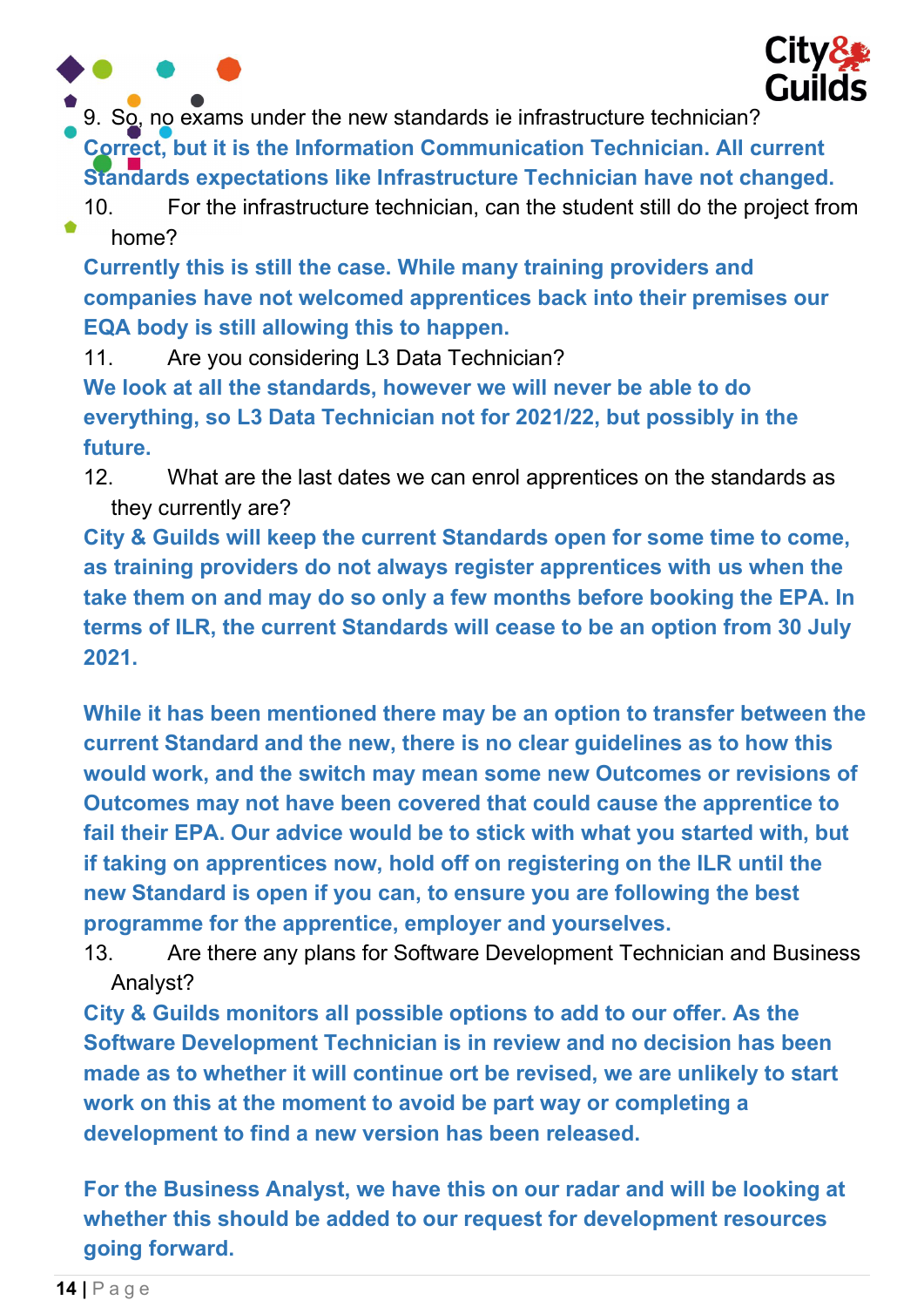9. So, no exams under the new standards ie infrastructure technician?

**Correct, but it is the Information Communication Technician. All current Standards expectations like Infrastructure Technician have not changed.**

10. For the infrastructure technician, can the student still do the project from home?

**Currently this is still the case. While many training providers and companies have not welcomed apprentices back into their premises our EQA body is still allowing this to happen.**

11. Are you considering L3 Data Technician?

**We look at all the standards, however we will never be able to do everything, so L3 Data Technician not for 2021/22, but possibly in the future.**

12. What are the last dates we can enrol apprentices on the standards as they currently are?

**City & Guilds will keep the current Standards open for some time to come, as training providers do not always register apprentices with us when the take them on and may do so only a few months before booking the EPA. In terms of ILR, the current Standards will cease to be an option from 30 July 2021.**

**While it has been mentioned there may be an option to transfer between the current Standard and the new, there is no clear guidelines as to how this would work, and the switch may mean some new Outcomes or revisions of Outcomes may not have been covered that could cause the apprentice to fail their EPA. Our advice would be to stick with what you started with, but if taking on apprentices now, hold off on registering on the ILR until the new Standard is open if you can, to ensure you are following the best programme for the apprentice, employer and yourselves.**

13. Are there any plans for Software Development Technician and Business Analyst?

**City & Guilds monitors all possible options to add to our offer. As the Software Development Technician is in review and no decision has been made as to whether it will continue ort be revised, we are unlikely to start work on this at the moment to avoid be part way or completing a development to find a new version has been released.**

**For the Business Analyst, we have this on our radar and will be looking at whether this should be added to our request for development resources going forward.**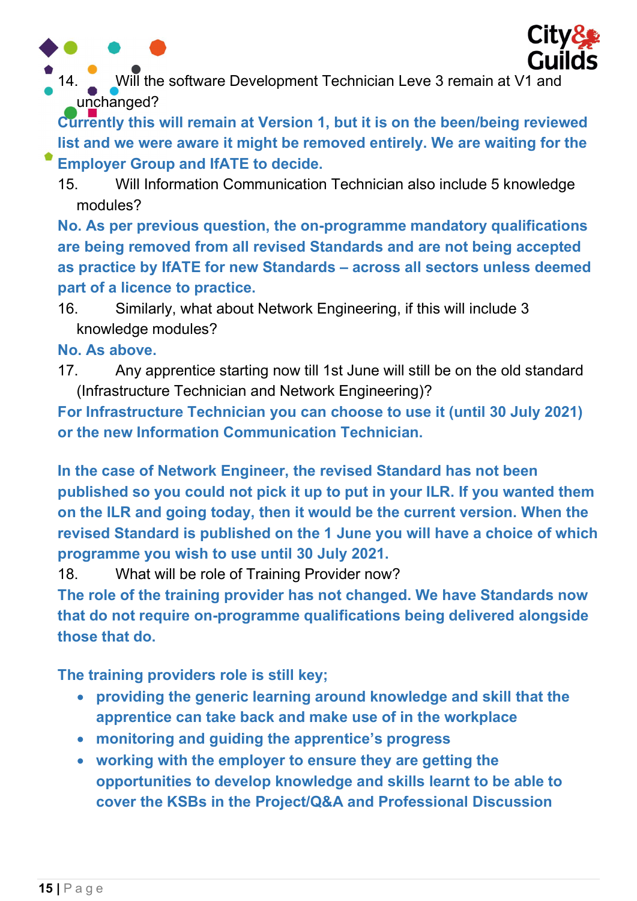14. Will the software Development Technician Leve 3 remain at V1 and unchanged?

**Currently this will remain at Version 1, but it is on the been/being reviewed list and we were aware it might be removed entirely. We are waiting for the Employer Group and IfATE to decide.**

15. Will Information Communication Technician also include 5 knowledge modules?

**No. As per previous question, the on-programme mandatory qualifications are being removed from all revised Standards and are not being accepted as practice by IfATE for new Standards – across all sectors unless deemed part of a licence to practice.**

16. Similarly, what about Network Engineering, if this will include 3 knowledge modules?

**No. As above.**

17. Any apprentice starting now till 1st June will still be on the old standard (Infrastructure Technician and Network Engineering)?

**For Infrastructure Technician you can choose to use it (until 30 July 2021) or the new Information Communication Technician.**

**In the case of Network Engineer, the revised Standard has not been published so you could not pick it up to put in your ILR. If you wanted them on the ILR and going today, then it would be the current version. When the revised Standard is published on the 1 June you will have a choice of which programme you wish to use until 30 July 2021.**

18. What will be role of Training Provider now?

**The role of the training provider has not changed. We have Standards now that do not require on-programme qualifications being delivered alongside those that do.**

**The training providers role is still key;**

- **providing the generic learning around knowledge and skill that the apprentice can take back and make use of in the workplace**
- **monitoring and guiding the apprentice's progress**
- **working with the employer to ensure they are getting the opportunities to develop knowledge and skills learnt to be able to cover the KSBs in the Project/Q&A and Professional Discussion**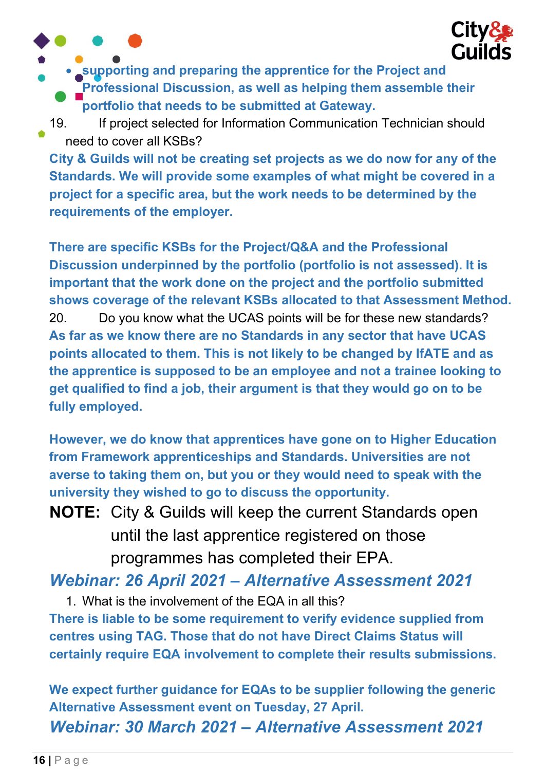- **supporting and preparing the apprentice for the Project and Professional Discussion, as well as helping them assemble their portfolio that needs to be submitted at Gateway.**

19. If project selected for Information Communication Technician should need to cover all KSBs?

**City & Guilds will not be creating set projects as we do now for any of the Standards. We will provide some examples of what might be covered in a project for a specific area, but the work needs to be determined by the requirements of the employer.**

**There are specific KSBs for the Project/Q&A and the Professional Discussion underpinned by the portfolio (portfolio is not assessed). It is important that the work done on the project and the portfolio submitted shows coverage of the relevant KSBs allocated to that Assessment Method.**

20. Do you know what the UCAS points will be for these new standards?

**As far as we know there are no Standards in any sector that have UCAS points allocated to them. This is not likely to be changed by IfATE and as the apprentice is supposed to be an employee and not a trainee looking to get qualified to find a job, their argument is that they would go on to be fully employed.**

**However, we do know that apprentices have gone on to Higher Education from Framework apprenticeships and Standards. Universities are not averse to taking them on, but you or they would need to speak with the university they wished to go to discuss the opportunity.**

**NOTE:** City & Guilds will keep the current Standards open until the last apprentice registered on those programmes has completed their EPA.

## *Webinar: 26 April 2021 – Alternative Assessment 2021*

1. What is the involvement of the EQA in all this?

**There is liable to be some requirement to verify evidence supplied from centres using TAG. Those that do not have Direct Claims Status will certainly require EQA involvement to complete their results submissions.**

**We expect further guidance for EQAs to be supplier following the generic Alternative Assessment event on Tuesday, 27 April.**

## *Webinar: 30 March 2021 – Alternative Assessment 2021*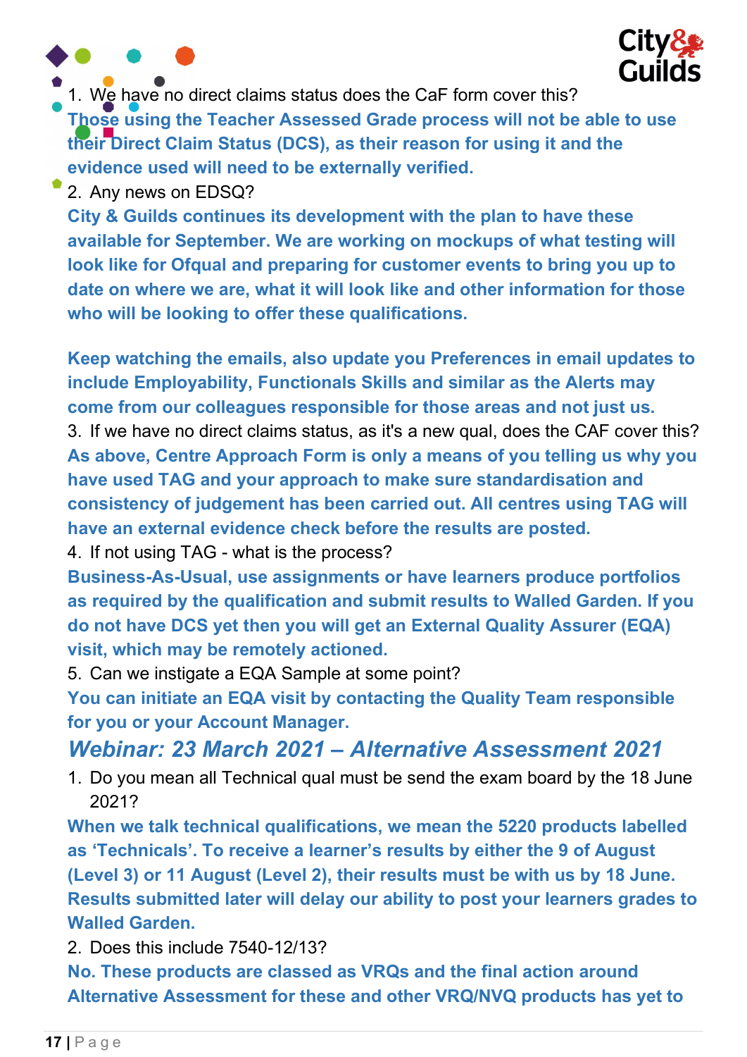1. We have no direct claims status does the CaF form cover this?

**Those using the Teacher Assessed Grade process will not be able to use their Direct Claim Status (DCS), as their reason for using it and the evidence used will need to be externally verified.**

2. Any news on EDSQ?

**City & Guilds continues its development with the plan to have these available for September. We are working on mockups of what testing will look like for Ofqual and preparing for customer events to bring you up to date on where we are, what it will look like and other information for those who will be looking to offer these qualifications.**

**Keep watching the emails, also update you Preferences in email updates to include Employability, Functionals Skills and similar as the Alerts may come from our colleagues responsible for those areas and not just us.**

3. If we have no direct claims status, as it's a new qual, does the CAF cover this?

**As above, Centre Approach Form is only a means of you telling us why you have used TAG and your approach to make sure standardisation and consistency of judgement has been carried out. All centres using TAG will have an external evidence check before the results are posted.**

4. If not using TAG - what is the process?

**Business-As-Usual, use assignments or have learners produce portfolios as required by the qualification and submit results to Walled Garden. If you do not have DCS yet then you will get an External Quality Assurer (EQA) visit, which may be remotely actioned.**

5. Can we instigate a EQA Sample at some point?

**You can initiate an EQA visit by contacting the Quality Team responsible for you or your Account Manager.**

## *Webinar: 23 March 2021 – Alternative Assessment 2021*

1. Do you mean all Technical qual must be send the exam board by the 18 June 2021?

**When we talk technical qualifications, we mean the 5220 products labelled as ‘Technicals’. To receive a learner’s results by either the 9 of August (Level 3) or 11 August (Level 2), their results must be with us by 18 June. Results submitted later will delay our ability to post your learners grades to Walled Garden.**

2. Does this include 7540-12/13?

**No. These products are classed as VRQs and the final action around Alternative Assessment for these and other VRQ/NVQ products has yet to**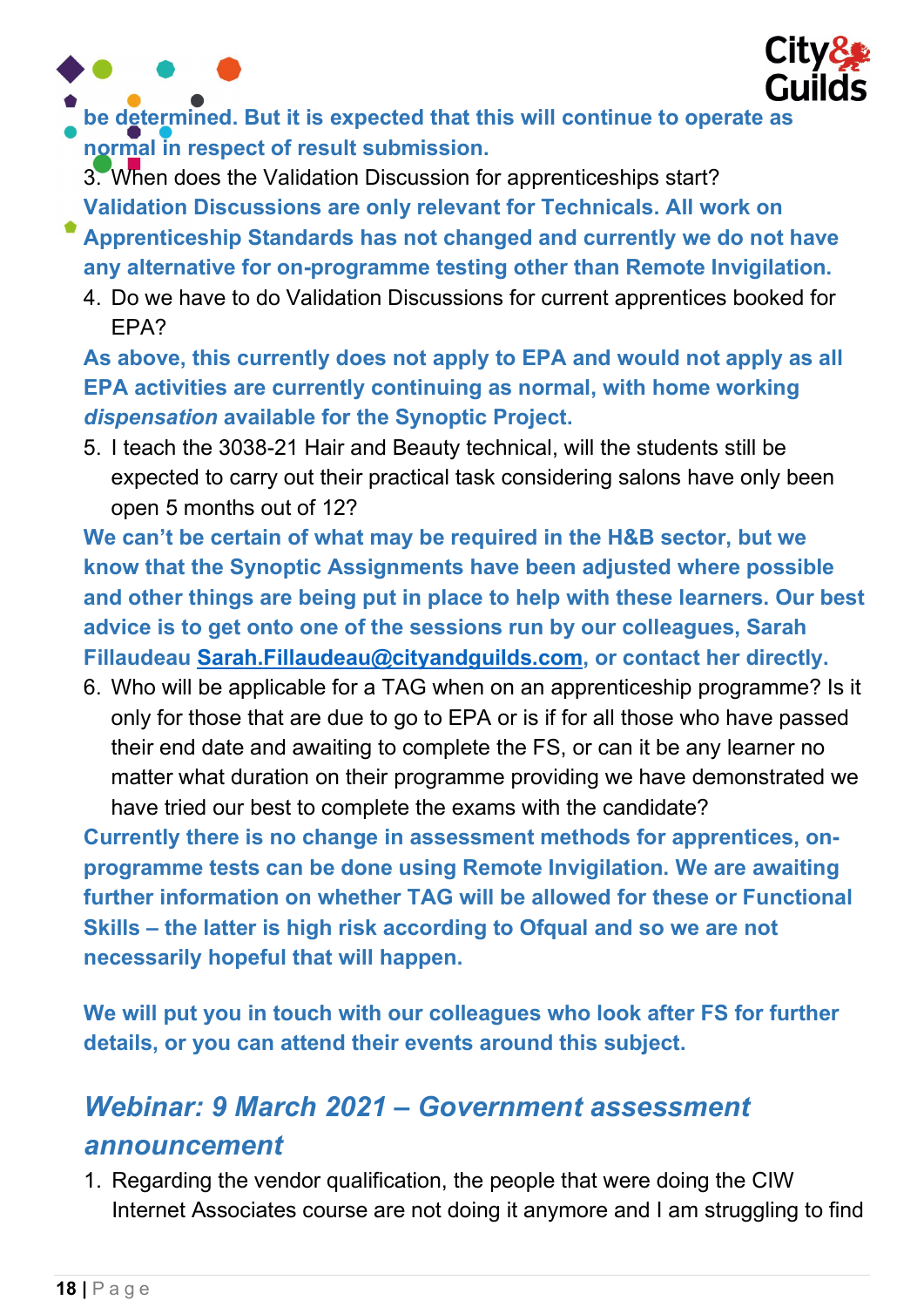**be determined. But it is expected that this will continue to operate as normal in respect of result submission.**

3. When does the Validation Discussion for apprenticeships start?

**Validation Discussions are only relevant for Technicals. All work on Apprenticeship Standards has not changed and currently we do not have any alternative for on-programme testing other than Remote Invigilation.**

4. Do we have to do Validation Discussions for current apprentices booked for EPA?

**As above, this currently does not apply to EPA and would not apply as all EPA activities are currently continuing as normal, with home working *dispensation* available for the Synoptic Project.**

5. I teach the 3038-21 Hair and Beauty technical, will the students still be expected to carry out their practical task considering salons have only been open 5 months out of 12?

**We can't be certain of what may be required in the H&B sector, but we know that the Synoptic Assignments have been adjusted where possible and other things are being put in place to help with these learners. Our best advice is to get onto one of the sessions run by our colleagues, Sarah Fillaudeau [Sarah.Fillaudeau@cityandguilds.com](mailto:Sarah.Fillaudeau@cityandguilds.com), or contact her directly.**

6. Who will be applicable for a TAG when on an apprenticeship programme? Is it only for those that are due to go to EPA or is if for all those who have passed their end date and awaiting to complete the FS, or can it be any learner no matter what duration on their programme providing we have demonstrated we have tried our best to complete the exams with the candidate?

**Currently there is no change in assessment methods for apprentices, on-programme tests can be done using Remote Invigilation. We are awaiting further information on whether TAG will be allowed for these or Functional Skills – the latter is high risk according to Ofqual and so we are not necessarily hopeful that will happen.**

**We will put you in touch with our colleagues who look after FS for further details, or you can attend their events around this subject.**

## *Webinar: 9 March 2021 – Government assessment announcement*

1. Regarding the vendor qualification, the people that were doing the CIW Internet Associates course are not doing it anymore and I am struggling to find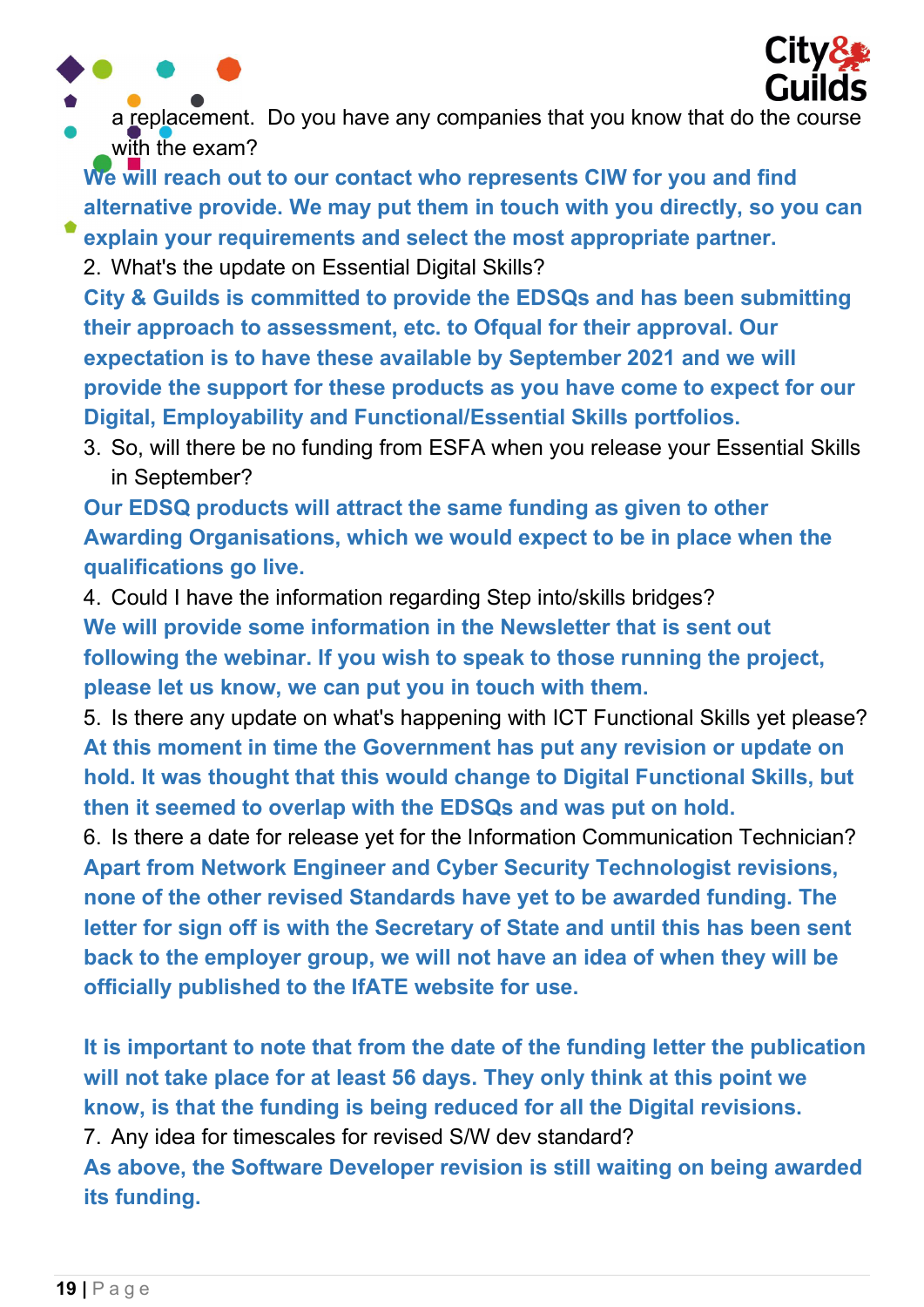a replacement. Do you have any companies that you know that do the course with the exam?

**We will reach out to our contact who represents CIW for you and find alternative provide. We may put them in touch with you directly, so you can explain your requirements and select the most appropriate partner.**

2. What's the update on Essential Digital Skills?

**City & Guilds is committed to provide the EDSQs and has been submitting their approach to assessment, etc. to Ofqual for their approval. Our expectation is to have these available by September 2021 and we will provide the support for these products as you have come to expect for our Digital, Employability and Functional/Essential Skills portfolios.**

3. So, will there be no funding from ESFA when you release your Essential Skills in September?

**Our EDSQ products will attract the same funding as given to other Awarding Organisations, which we would expect to be in place when the qualifications go live.**

4. Could I have the information regarding Step into/skills bridges?

**We will provide some information in the Newsletter that is sent out following the webinar. If you wish to speak to those running the project, please let us know, we can put you in touch with them.**

5. Is there any update on what's happening with ICT Functional Skills yet please?

**At this moment in time the Government has put any revision or update on hold. It was thought that this would change to Digital Functional Skills, but then it seemed to overlap with the EDSQs and was put on hold.**

6. Is there a date for release yet for the Information Communication Technician?

**Apart from Network Engineer and Cyber Security Technologist revisions, none of the other revised Standards have yet to be awarded funding. The letter for sign off is with the Secretary of State and until this has been sent back to the employer group, we will not have an idea of when they will be officially published to the IfATE website for use.**

**It is important to note that from the date of the funding letter the publication will not take place for at least 56 days. They only think at this point we know, is that the funding is being reduced for all the Digital revisions.**

7. Any idea for timescales for revised S/W dev standard?

**As above, the Software Developer revision is still waiting on being awarded its funding.**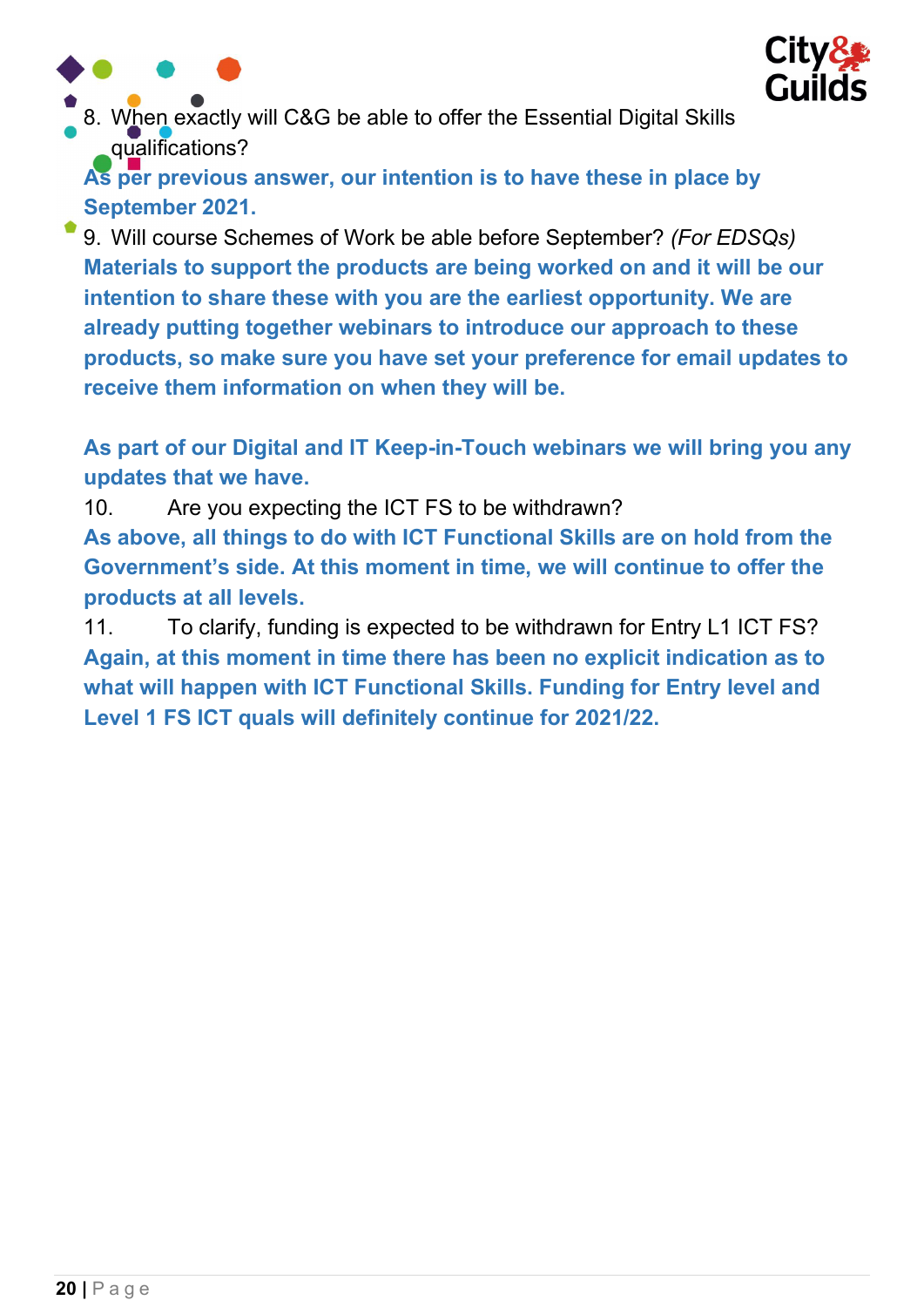8. When exactly will C&G be able to offer the Essential Digital Skills qualifications?

**As per previous answer, our intention is to have these in place by September 2021.**

9. Will course Schemes of Work be able before September? *(For EDSQs)*

**Materials to support the products are being worked on and it will be our intention to share these with you are the earliest opportunity. We are already putting together webinars to introduce our approach to these products, so make sure you have set your preference for email updates to receive them information on when they will be.**

**As part of our Digital and IT Keep-in-Touch webinars we will bring you any updates that we have.**

10. Are you expecting the ICT FS to be withdrawn?

**As above, all things to do with ICT Functional Skills are on hold from the Government's side. At this moment in time, we will continue to offer the products at all levels.**

11. To clarify, funding is expected to be withdrawn for Entry L1 ICT FS?

**Again, at this moment in time there has been no explicit indication as to what will happen with ICT Functional Skills. Funding for Entry level and Level 1 FS ICT quals will definitely continue for 2021/22.**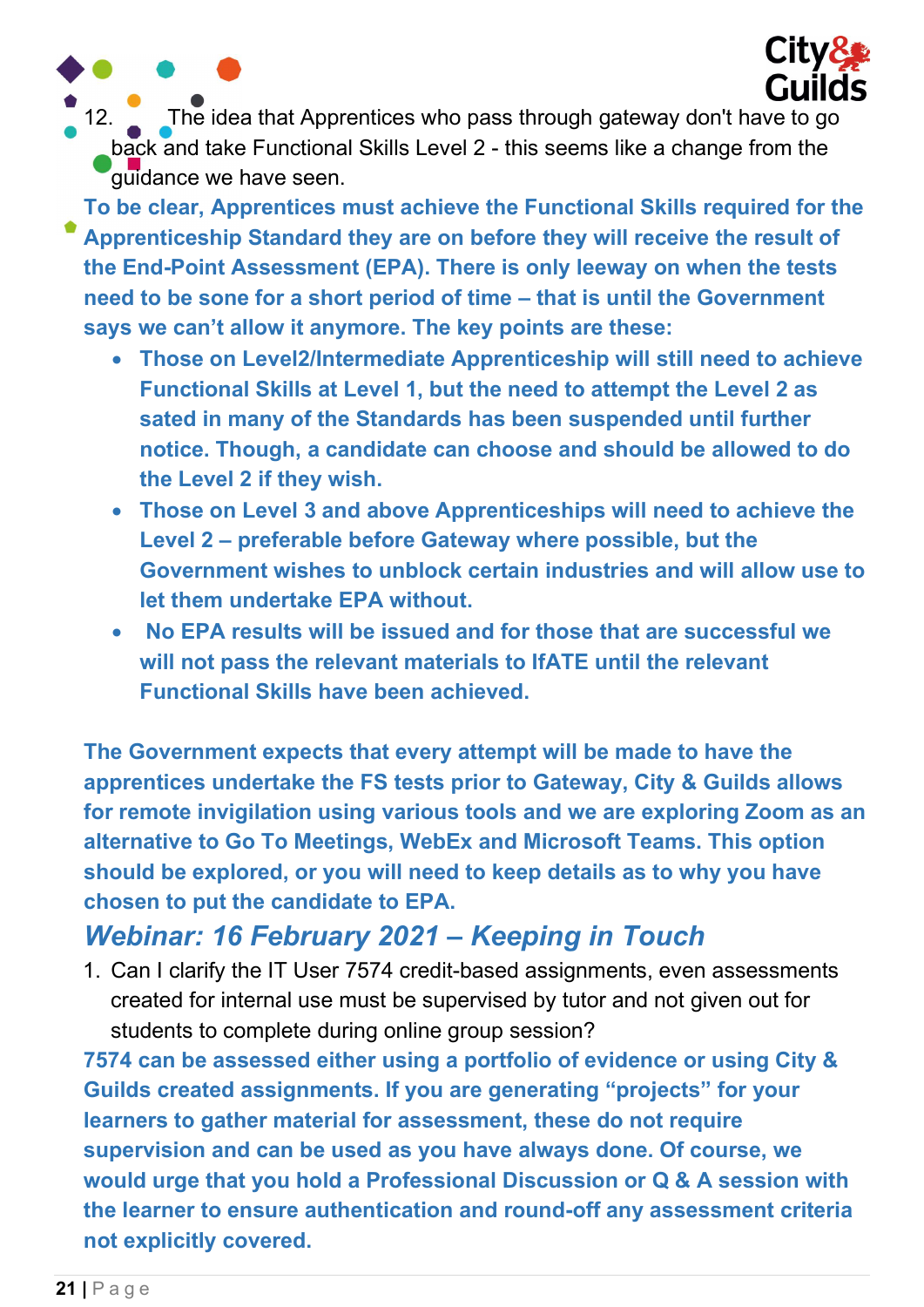12. The idea that Apprentices who pass through gateway don't have to go back and take Functional Skills Level 2 - this seems like a change from the guidance we have seen.

**To be clear, Apprentices must achieve the Functional Skills required for the Apprenticeship Standard they are on before they will receive the result of the End-Point Assessment (EPA). There is only leeway on when the tests need to be sone for a short period of time – that is until the Government says we can't allow it anymore. The key points are these:**

- **Those on Level2/Intermediate Apprenticeship will still need to achieve Functional Skills at Level 1, but the need to attempt the Level 2 as sated in many of the Standards has been suspended until further notice. Though, a candidate can choose and should be allowed to do the Level 2 if they wish.**
- **Those on Level 3 and above Apprenticeships will need to achieve the Level 2 – preferable before Gateway where possible, but the Government wishes to unblock certain industries and will allow use to let them undertake EPA without.**
- **No EPA results will be issued and for those that are successful we will not pass the relevant materials to IfATE until the relevant Functional Skills have been achieved.**

**The Government expects that every attempt will be made to have the apprentices undertake the FS tests prior to Gateway, City & Guilds allows for remote invigilation using various tools and we are exploring Zoom as an alternative to Go To Meetings, WebEx and Microsoft Teams. This option should be explored, or you will need to keep details as to why you have chosen to put the candidate to EPA.**

## *Webinar: 16 February 2021 – Keeping in Touch*

1. Can I clarify the IT User 7574 credit-based assignments, even assessments created for internal use must be supervised by tutor and not given out for students to complete during online group session?

**7574 can be assessed either using a portfolio of evidence or using City & Guilds created assignments. If you are generating "projects" for your learners to gather material for assessment, these do not require supervision and can be used as you have always done. Of course, we would urge that you hold a Professional Discussion or Q & A session with the learner to ensure authentication and round-off any assessment criteria not explicitly covered.**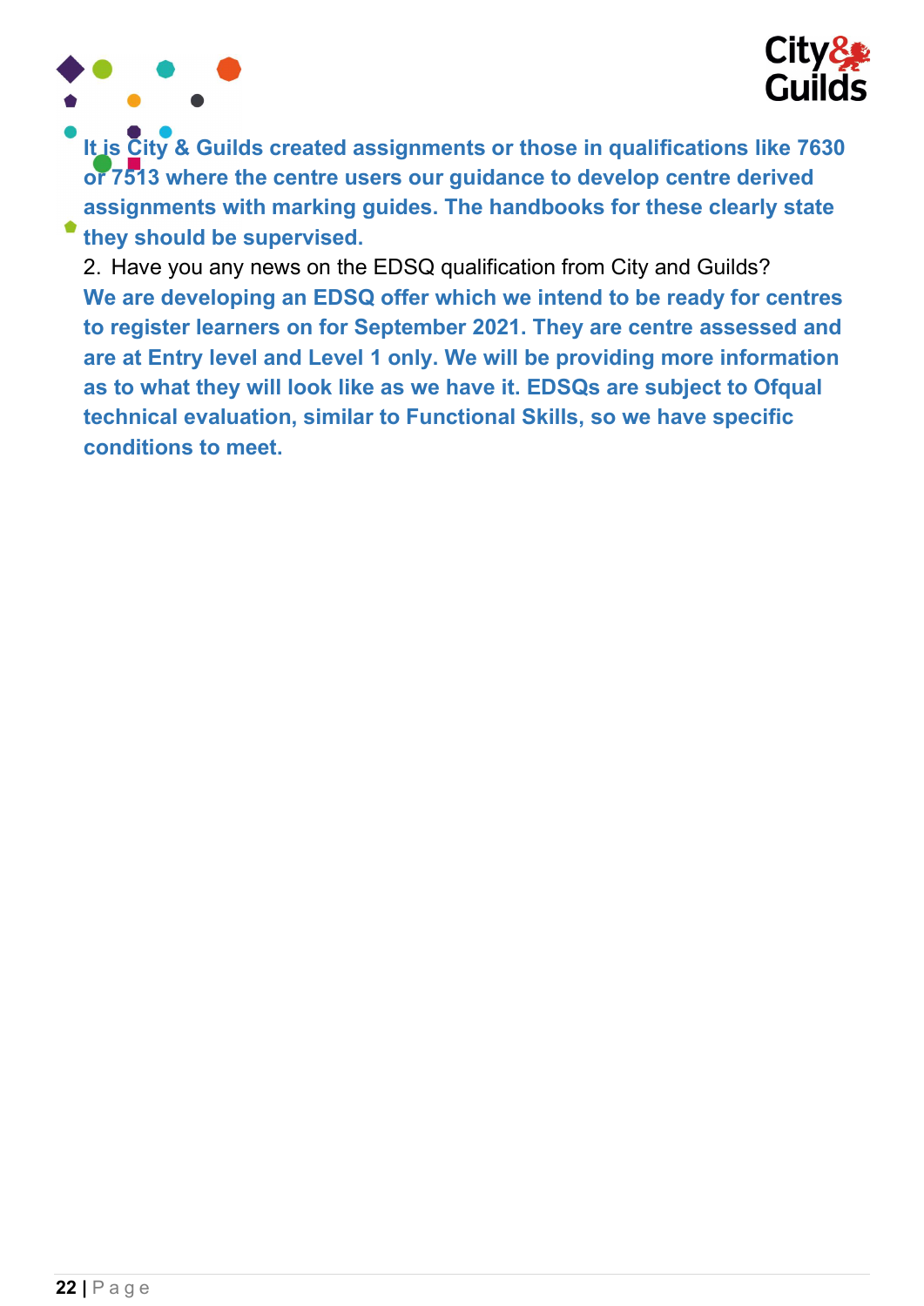**It is City & Guilds created assignments or those in qualifications like 7630 or 7513 where the centre users our guidance to develop centre derived assignments with marking guides. The handbooks for these clearly state they should be supervised.**

2. Have you any news on the EDSQ qualification from City and Guilds?

**We are developing an EDSQ offer which we intend to be ready for centres to register learners on for September 2021. They are centre assessed and are at Entry level and Level 1 only. We will be providing more information as to what they will look like as we have it. EDSQs are subject to Ofqual technical evaluation, similar to Functional Skills, so we have specific conditions to meet.**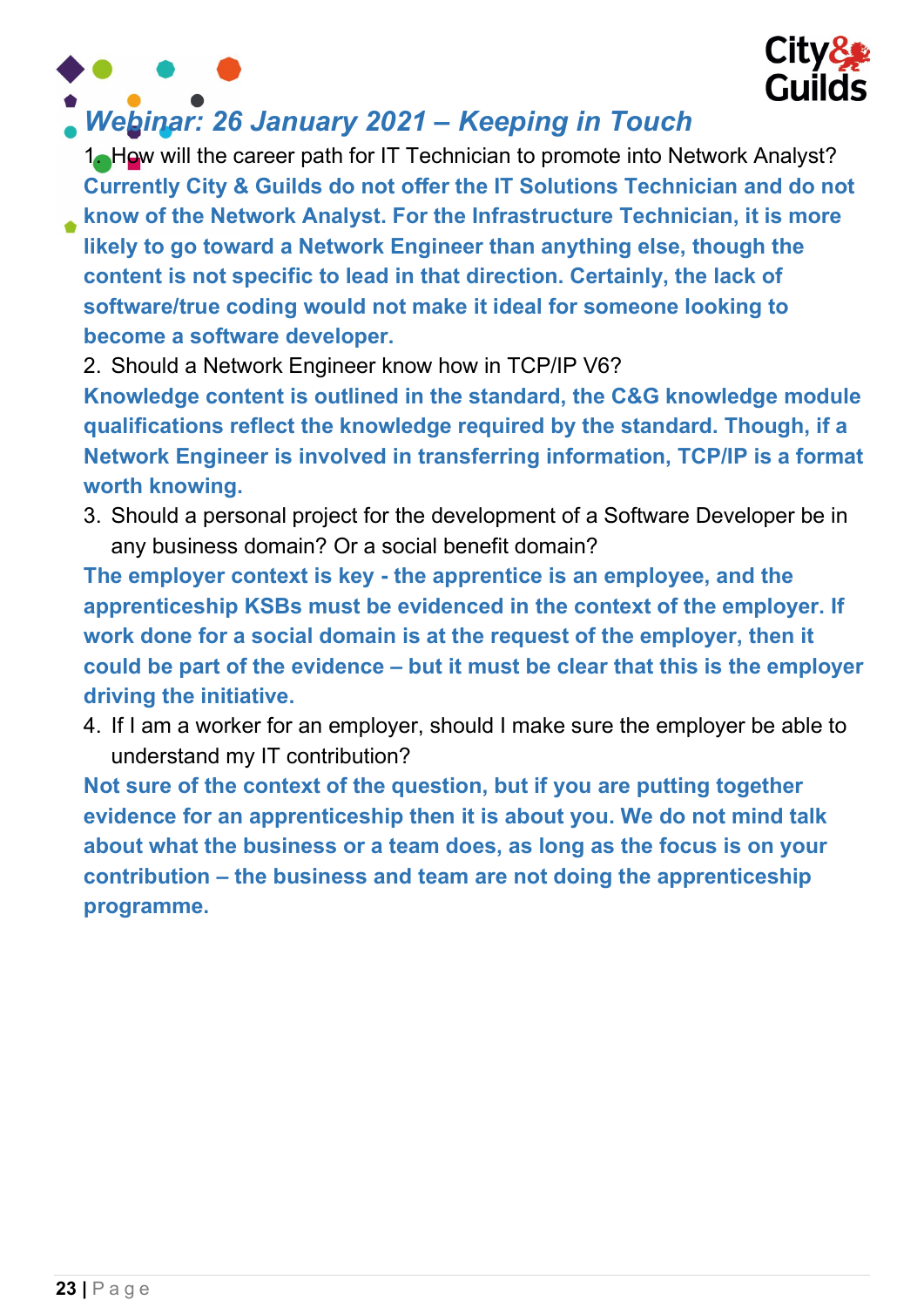## *Webinar: 26 January 2021 – Keeping in Touch*

1. How will the career path for IT Technician to promote into Network Analyst?

**Currently City & Guilds do not offer the IT Solutions Technician and do not know of the Network Analyst. For the Infrastructure Technician, it is more likely to go toward a Network Engineer than anything else, though the content is not specific to lead in that direction. Certainly, the lack of software/true coding would not make it ideal for someone looking to become a software developer.**

2. Should a Network Engineer know how in TCP/IP V6?

**Knowledge content is outlined in the standard, the C&G knowledge module qualifications reflect the knowledge required by the standard. Though, if a Network Engineer is involved in transferring information, TCP/IP is a format worth knowing.**

3. Should a personal project for the development of a Software Developer be in any business domain? Or a social benefit domain?

**The employer context is key - the apprentice is an employee, and the apprenticeship KSBs must be evidenced in the context of the employer. If work done for a social domain is at the request of the employer, then it could be part of the evidence – but it must be clear that this is the employer driving the initiative.**

4. If I am a worker for an employer, should I make sure the employer be able to understand my IT contribution?

**Not sure of the context of the question, but if you are putting together evidence for an apprenticeship then it is about you. We do not mind talk about what the business or a team does, as long as the focus is on your contribution – the business and team are not doing the apprenticeship programme.**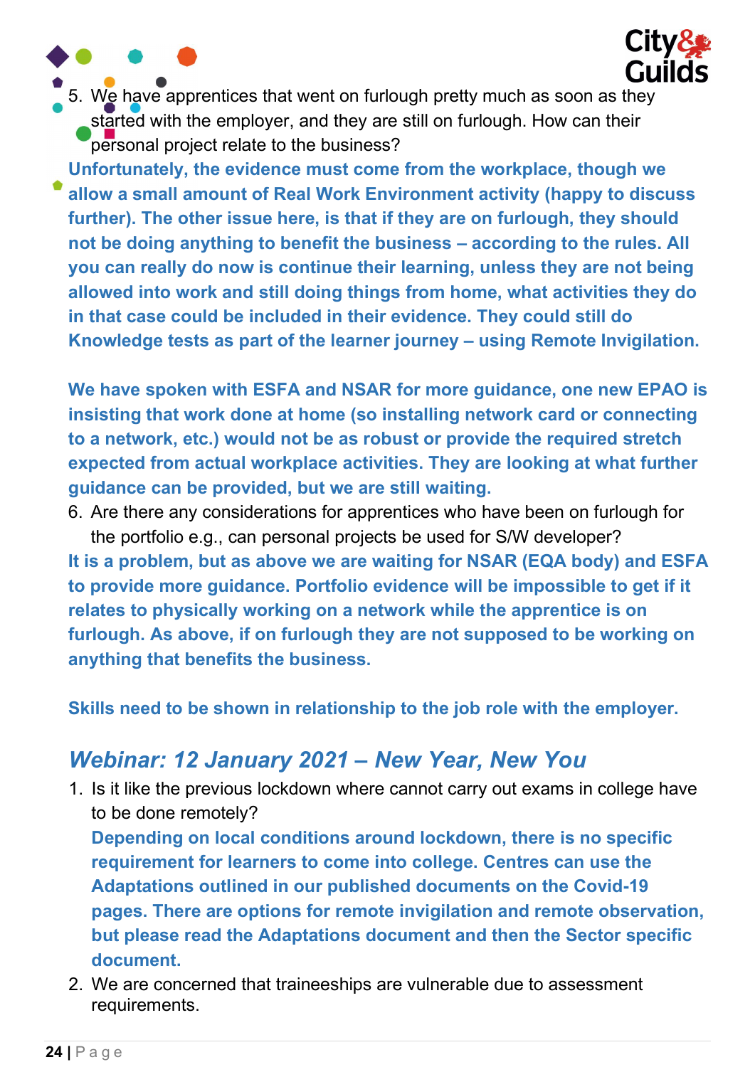5. We have apprentices that went on furlough pretty much as soon as they started with the employer, and they are still on furlough. How can their personal project relate to the business?

**Unfortunately, the evidence must come from the workplace, though we allow a small amount of Real Work Environment activity (happy to discuss further). The other issue here, is that if they are on furlough, they should not be doing anything to benefit the business – according to the rules. All you can really do now is continue their learning, unless they are not being allowed into work and still doing things from home, what activities they do in that case could be included in their evidence. They could still do Knowledge tests as part of the learner journey – using Remote Invigilation.**

**We have spoken with ESFA and NSAR for more guidance, one new EPAO is insisting that work done at home (so installing network card or connecting to a network, etc.) would not be as robust or provide the required stretch expected from actual workplace activities. They are looking at what further guidance can be provided, but we are still waiting.**

6. Are there any considerations for apprentices who have been on furlough for the portfolio e.g., can personal projects be used for S/W developer?

**It is a problem, but as above we are waiting for NSAR (EQA body) and ESFA to provide more guidance. Portfolio evidence will be impossible to get if it relates to physically working on a network while the apprentice is on furlough. As above, if on furlough they are not supposed to be working on anything that benefits the business.**

**Skills need to be shown in relationship to the job role with the employer.**

## *Webinar: 12 January 2021 – New Year, New You*

1. Is it like the previous lockdown where cannot carry out exams in college have to be done remotely?
   **Depending on local conditions around lockdown, there is no specific requirement for learners to come into college. Centres can use the Adaptations outlined in our published documents on the Covid-19 pages. There are options for remote invigilation and remote observation, but please read the Adaptations document and then the Sector specific document.**
2. We are concerned that traineeships are vulnerable due to assessment requirements.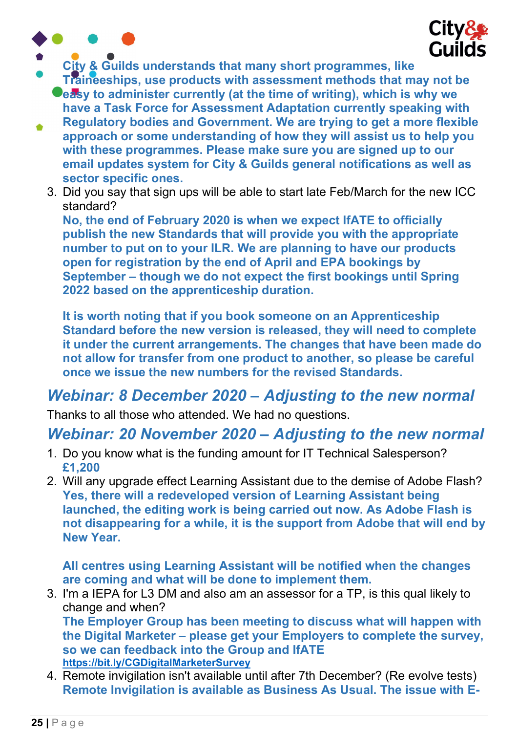**City & Guilds understands that many short programmes, like Traineeships, use products with assessment methods that may not be easy to administer currently (at the time of writing), which is why we have a Task Force for Assessment Adaptation currently speaking with Regulatory bodies and Government. We are trying to get a more flexible approach or some understanding of how they will assist us to help you with these programmes. Please make sure you are signed up to our email updates system for City & Guilds general notifications as well as sector specific ones.**

3. Did you say that sign ups will be able to start late Feb/March for the new ICC standard?
   **No, the end of February 2020 is when we expect IfATE to officially publish the new Standards that will provide you with the appropriate number to put on to your ILR. We are planning to have our products open for registration by the end of April and EPA bookings by September – though we do not expect the first bookings until Spring 2022 based on the apprenticeship duration.**

   **It is worth noting that if you book someone on an Apprenticeship Standard before the new version is released, they will need to complete it under the current arrangements. The changes that have been made do not allow for transfer from one product to another, so please be careful once we issue the new numbers for the revised Standards.**

## *Webinar: 8 December 2020 – Adjusting to the new normal*

Thanks to all those who attended. We had no questions.

## *Webinar: 20 November 2020 – Adjusting to the new normal*

1. Do you know what is the funding amount for IT Technical Salesperson?
   **£1,200**
2. Will any upgrade effect Learning Assistant due to the demise of Adobe Flash?
   **Yes, there will a redeveloped version of Learning Assistant being launched, the editing work is being carried out now. As Adobe Flash is not disappearing for a while, it is the support from Adobe that will end by New Year.**

   **All centres using Learning Assistant will be notified when the changes are coming and what will be done to implement them.**
3. I'm a IEPA for L3 DM and also am an assessor for a TP, is this qual likely to change and when?
   **The Employer Group has been meeting to discuss what will happen with the Digital Marketer – please get your Employers to complete the survey, so we can feedback into the Group and IfATE**
   **https://bit.ly/CGDigitalMarketerSurvey**
4. Remote invigilation isn't available until after 7th December? (Re evolve tests)
   **Remote Invigilation is available as Business As Usual. The issue with E-**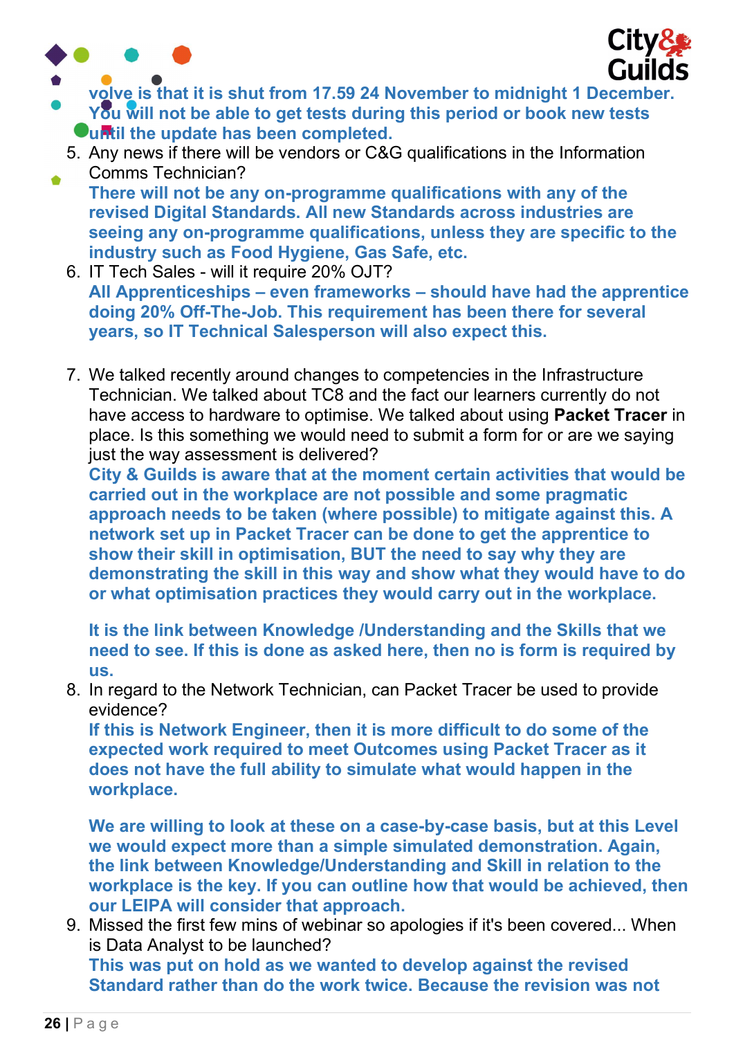volve is that it is shut from 17.59 24 November to midnight 1 December. You will not be able to get tests during this period or book new tests until the update has been completed.**

5. Any news if there will be vendors or C&G qualifications in the Information Comms Technician?
   **There will not be any on-programme qualifications with any of the revised Digital Standards. All new Standards across industries are seeing any on-programme qualifications, unless they are specific to the industry such as Food Hygiene, Gas Safe, etc.**
6. IT Tech Sales - will it require 20% OJT?
   **All Apprenticeships – even frameworks – should have had the apprentice doing 20% Off-The-Job. This requirement has been there for several years, so IT Technical Salesperson will also expect this.**

7. We talked recently around changes to competencies in the Infrastructure Technician. We talked about TC8 and the fact our learners currently do not have access to hardware to optimise. We talked about using **Packet Tracer** in place. Is this something we would need to submit a form for or are we saying just the way assessment is delivered?
   **City & Guilds is aware that at the moment certain activities that would be carried out in the workplace are not possible and some pragmatic approach needs to be taken (where possible) to mitigate against this. A network set up in Packet Tracer can be done to get the apprentice to show their skill in optimisation, BUT the need to say why they are demonstrating the skill in this way and show what they would have to do or what optimisation practices they would carry out in the workplace.**

   **It is the link between Knowledge /Understanding and the Skills that we need to see. If this is done as asked here, then no is form is required by us.**
8. In regard to the Network Technician, can Packet Tracer be used to provide evidence?
   **If this is Network Engineer, then it is more difficult to do some of the expected work required to meet Outcomes using Packet Tracer as it does not have the full ability to simulate what would happen in the workplace.**

   **We are willing to look at these on a case-by-case basis, but at this Level we would expect more than a simple simulated demonstration. Again, the link between Knowledge/Understanding and Skill in relation to the workplace is the key. If you can outline how that would be achieved, then our LEIPA will consider that approach.**
9. Missed the first few mins of webinar so apologies if it's been covered... When is Data Analyst to be launched?
   **This was put on hold as we wanted to develop against the revised Standard rather than do the work twice. Because the revision was not**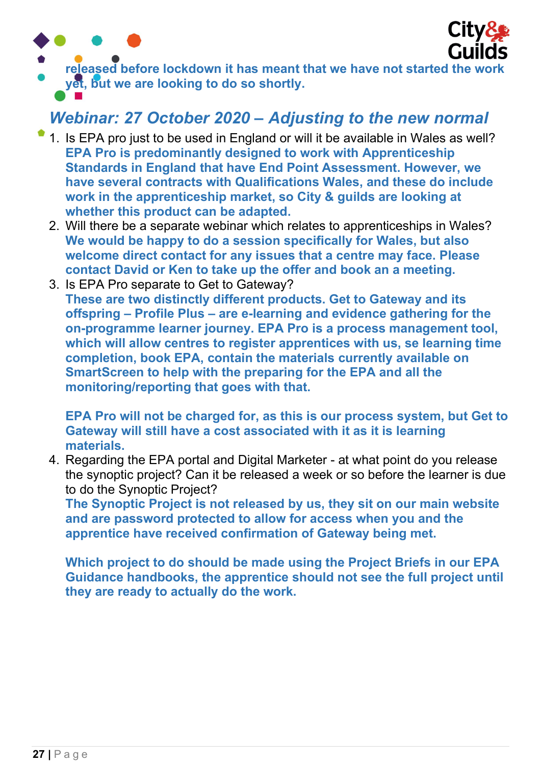**released before lockdown it has meant that we have not started the work yet, but we are looking to do so shortly.**

## *Webinar: 27 October 2020 – Adjusting to the new normal*

1. Is EPA pro just to be used in England or will it be available in Wales as well?
   **EPA Pro is predominantly designed to work with Apprenticeship Standards in England that have End Point Assessment. However, we have several contracts with Qualifications Wales, and these do include work in the apprenticeship market, so City & guilds are looking at whether this product can be adapted.**
2. Will there be a separate webinar which relates to apprenticeships in Wales?
   **We would be happy to do a session specifically for Wales, but also welcome direct contact for any issues that a centre may face. Please contact David or Ken to take up the offer and book an a meeting.**
3. Is EPA Pro separate to Get to Gateway?
   **These are two distinctly different products. Get to Gateway and its offspring – Profile Plus – are e-learning and evidence gathering for the on-programme learner journey. EPA Pro is a process management tool, which will allow centres to register apprentices with us, se learning time completion, book EPA, contain the materials currently available on SmartScreen to help with the preparing for the EPA and all the monitoring/reporting that goes with that.**

   **EPA Pro will not be charged for, as this is our process system, but Get to Gateway will still have a cost associated with it as it is learning materials.**
4. Regarding the EPA portal and Digital Marketer - at what point do you release the synoptic project? Can it be released a week or so before the learner is due to do the Synoptic Project?
   **The Synoptic Project is not released by us, they sit on our main website and are password protected to allow for access when you and the apprentice have received confirmation of Gateway being met.**

   **Which project to do should be made using the Project Briefs in our EPA Guidance handbooks, the apprentice should not see the full project until they are ready to actually do the work.**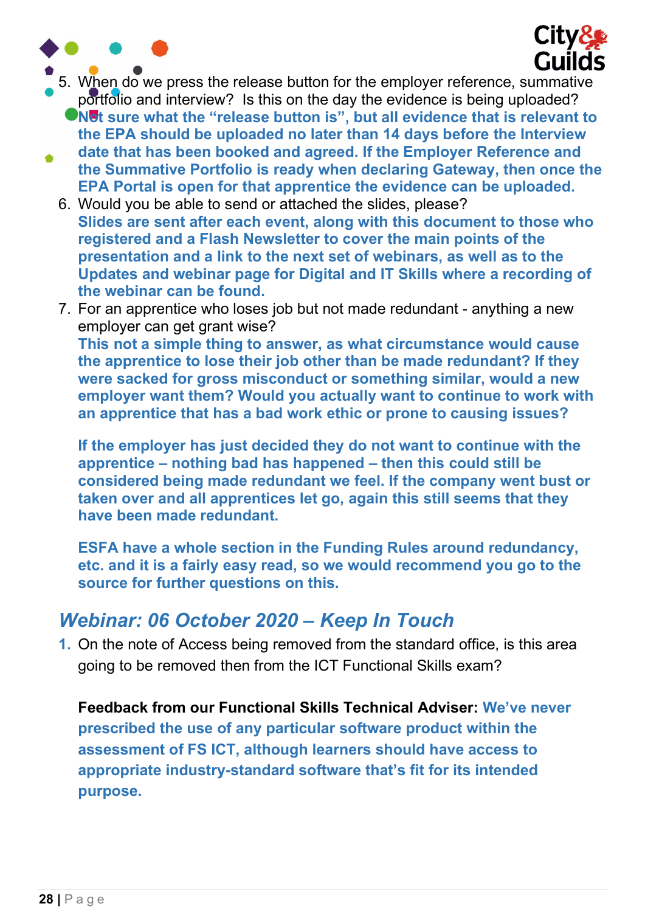5. When do we press the release button for the employer reference, summative portfolio and interview? Is this on the day the evidence is being uploaded?
   **Not sure what the "release button is", but all evidence that is relevant to the EPA should be uploaded no later than 14 days before the Interview date that has been booked and agreed. If the Employer Reference and the Summative Portfolio is ready when declaring Gateway, then once the EPA Portal is open for that apprentice the evidence can be uploaded.**
6. Would you be able to send or attached the slides, please?
   **Slides are sent after each event, along with this document to those who registered and a Flash Newsletter to cover the main points of the presentation and a link to the next set of webinars, as well as to the Updates and webinar page for Digital and IT Skills where a recording of the webinar can be found.**
7. For an apprentice who loses job but not made redundant - anything a new employer can get grant wise?
   **This not a simple thing to answer, as what circumstance would cause the apprentice to lose their job other than be made redundant? If they were sacked for gross misconduct or something similar, would a new employer want them? Would you actually want to continue to work with an apprentice that has a bad work ethic or prone to causing issues?**

   **If the employer has just decided they do not want to continue with the apprentice – nothing bad has happened – then this could still be considered being made redundant we feel. If the company went bust or taken over and all apprentices let go, again this still seems that they have been made redundant.**

   **ESFA have a whole section in the Funding Rules around redundancy, etc. and it is a fairly easy read, so we would recommend you go to the source for further questions on this.**

## *Webinar: 06 October 2020 – Keep In Touch*

1. On the note of Access being removed from the standard office, is this area going to be removed then from the ICT Functional Skills exam?

   **Feedback from our Functional Skills Technical Adviser: We've never prescribed the use of any particular software product within the assessment of FS ICT, although learners should have access to appropriate industry-standard software that's fit for its intended purpose.**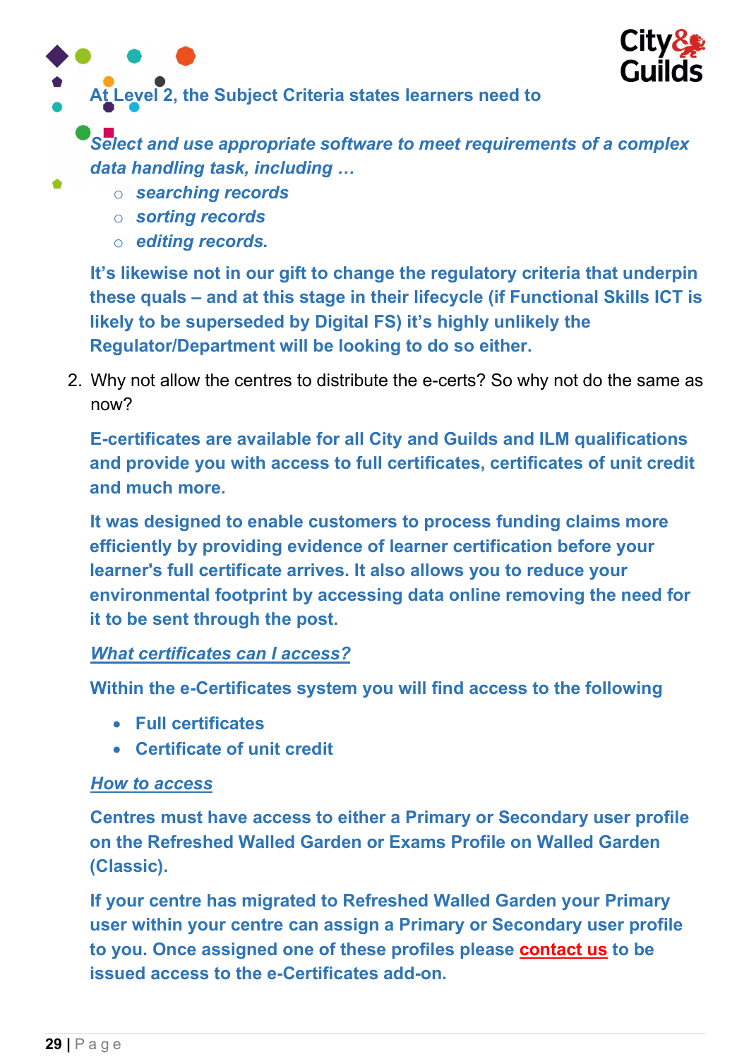**At Level 2, the Subject Criteria states learners need to**

***Select and use appropriate software to meet requirements of a complex data handling task, including …***

- ***searching records***
- ***sorting records***
- ***editing records.***

**It's likewise not in our gift to change the regulatory criteria that underpin these quals – and at this stage in their lifecycle (if Functional Skills ICT is likely to be superseded by Digital FS) it's highly unlikely the Regulator/Department will be looking to do so either.**

2. Why not allow the centres to distribute the e-certs? So why not do the same as now?

**E-certificates are available for all City and Guilds and ILM qualifications and provide you with access to full certificates, certificates of unit credit and much more.**

**It was designed to enable customers to process funding claims more efficiently by providing evidence of learner certification before your learner's full certificate arrives. It also allows you to reduce your environmental footprint by accessing data online removing the need for it to be sent through the post.**

***What certificates can I access?***

**Within the e-Certificates system you will find access to the following**

- **Full certificates**
- **Certificate of unit credit**

***How to access***

**Centres must have access to either a Primary or Secondary user profile on the Refreshed Walled Garden or Exams Profile on Walled Garden (Classic).**

**If your centre has migrated to Refreshed Walled Garden your Primary user within your centre can assign a Primary or Secondary user profile to you. Once assigned one of these profiles please contact us to be issued access to the e-Certificates add-on.**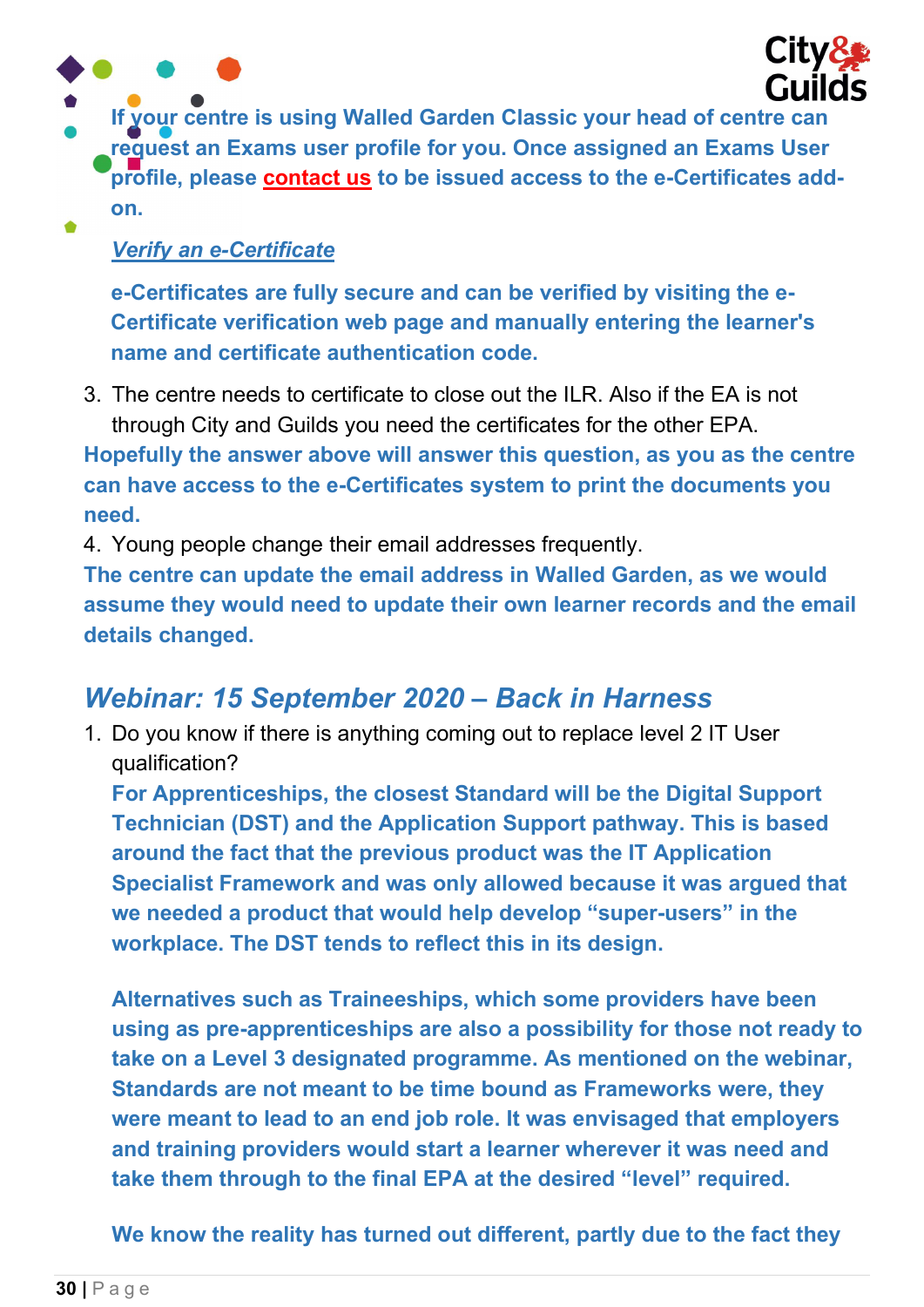**If your centre is using Walled Garden Classic your head of centre can request an Exams user profile for you. Once assigned an Exams User profile, please contact us to be issued access to the e-Certificates add-on.**

***Verify an e-Certificate***

**e-Certificates are fully secure and can be verified by visiting the e-Certificate verification web page and manually entering the learner's name and certificate authentication code.**

3. The centre needs to certificate to close out the ILR. Also if the EA is not through City and Guilds you need the certificates for the other EPA.

**Hopefully the answer above will answer this question, as you as the centre can have access to the e-Certificates system to print the documents you need.**

4. Young people change their email addresses frequently.

**The centre can update the email address in Walled Garden, as we would assume they would need to update their own learner records and the email details changed.**

## *Webinar: 15 September 2020 – Back in Harness*

1. Do you know if there is anything coming out to replace level 2 IT User qualification?

   **For Apprenticeships, the closest Standard will be the Digital Support Technician (DST) and the Application Support pathway. This is based around the fact that the previous product was the IT Application Specialist Framework and was only allowed because it was argued that we needed a product that would help develop "super-users" in the workplace. The DST tends to reflect this in its design.**

   **Alternatives such as Traineeships, which some providers have been using as pre-apprenticeships are also a possibility for those not ready to take on a Level 3 designated programme. As mentioned on the webinar, Standards are not meant to be time bound as Frameworks were, they were meant to lead to an end job role. It was envisaged that employers and training providers would start a learner wherever it was need and take them through to the final EPA at the desired "level" required.**

   **We know the reality has turned out different, partly due to the fact they**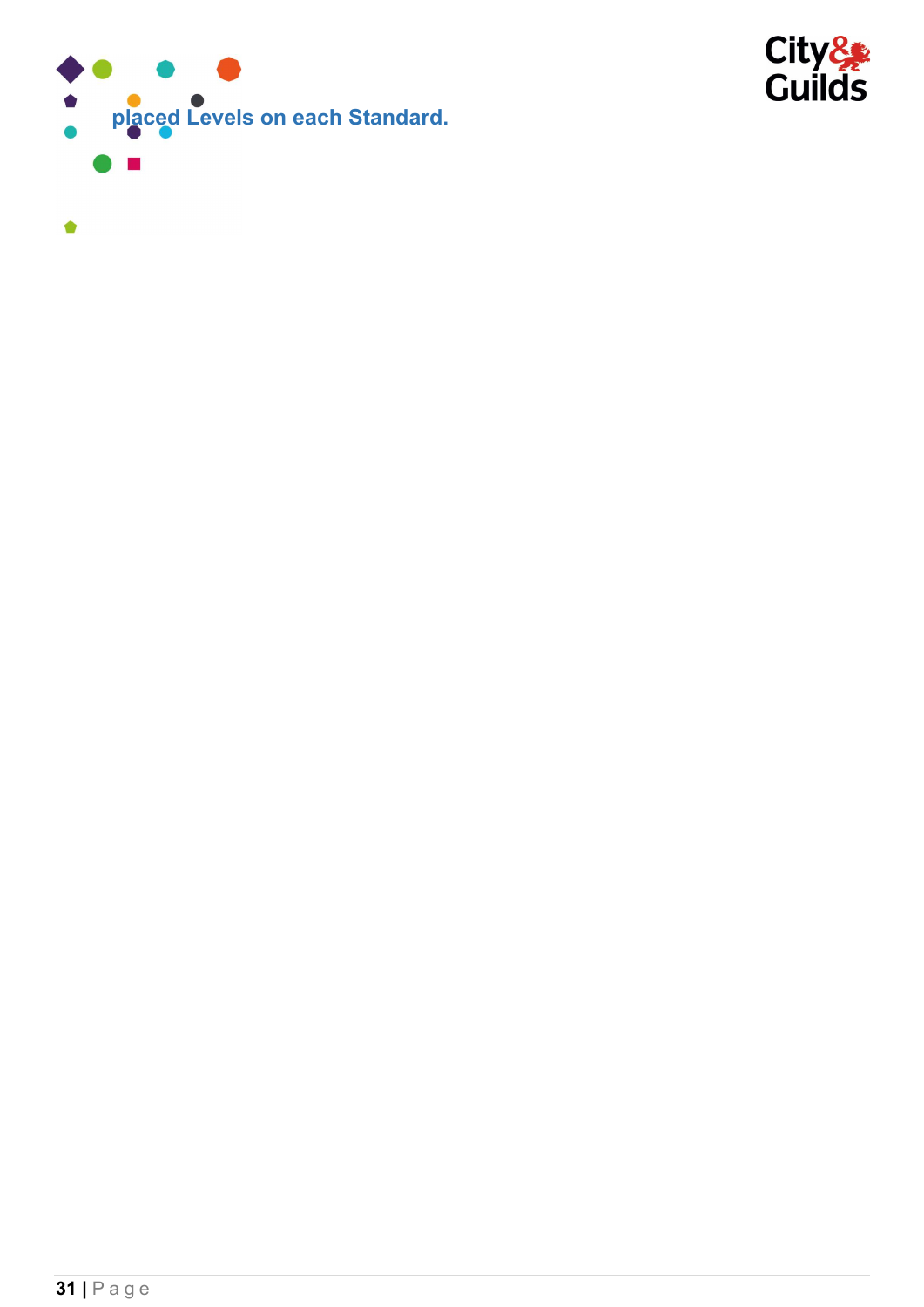placed Levels on each Standard.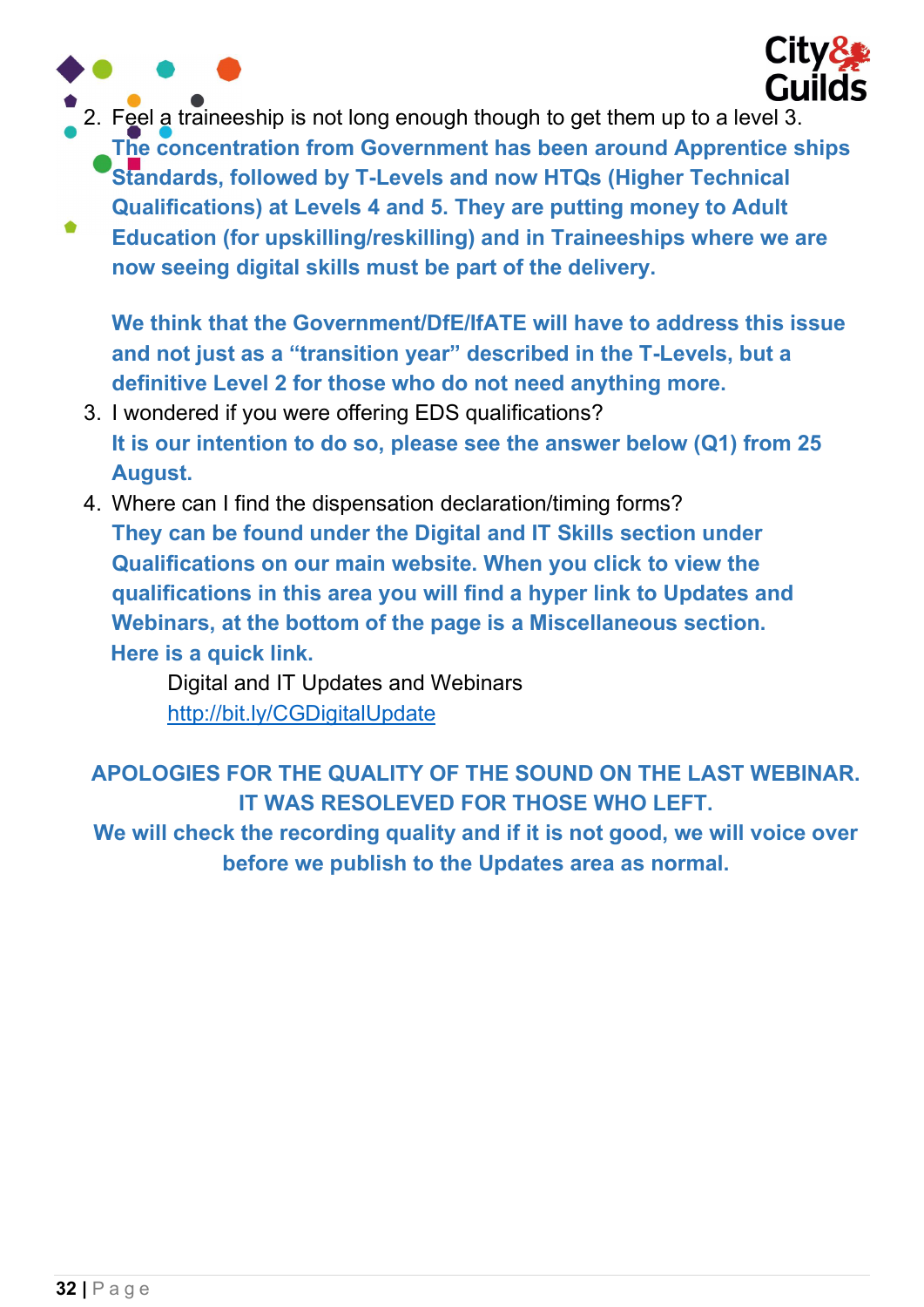2. Feel a traineeship is not long enough though to get them up to a level 3.
   **The concentration from Government has been around Apprentice ships Standards, followed by T-Levels and now HTQs (Higher Technical Qualifications) at Levels 4 and 5. They are putting money to Adult Education (for upskilling/reskilling) and in Traineeships where we are now seeing digital skills must be part of the delivery.**

   **We think that the Government/DfE/IfATE will have to address this issue and not just as a "transition year" described in the T-Levels, but a definitive Level 2 for those who do not need anything more.**
3. I wondered if you were offering EDS qualifications?
   **It is our intention to do so, please see the answer below (Q1) from 25 August.**
4. Where can I find the dispensation declaration/timing forms?
   **They can be found under the Digital and IT Skills section under Qualifications on our main website. When you click to view the qualifications in this area you will find a hyper link to Updates and Webinars, at the bottom of the page is a Miscellaneous section.**
   **Here is a quick link.**

   Digital and IT Updates and Webinars
   [http://bit.ly/CGDigitalUpdate](http://bit.ly/CGDigitalUpdate)

**APOLOGIES FOR THE QUALITY OF THE SOUND ON THE LAST WEBINAR. IT WAS RESOLEVED FOR THOSE WHO LEFT.**
**We will check the recording quality and if it is not good, we will voice over before we publish to the Updates area as normal.**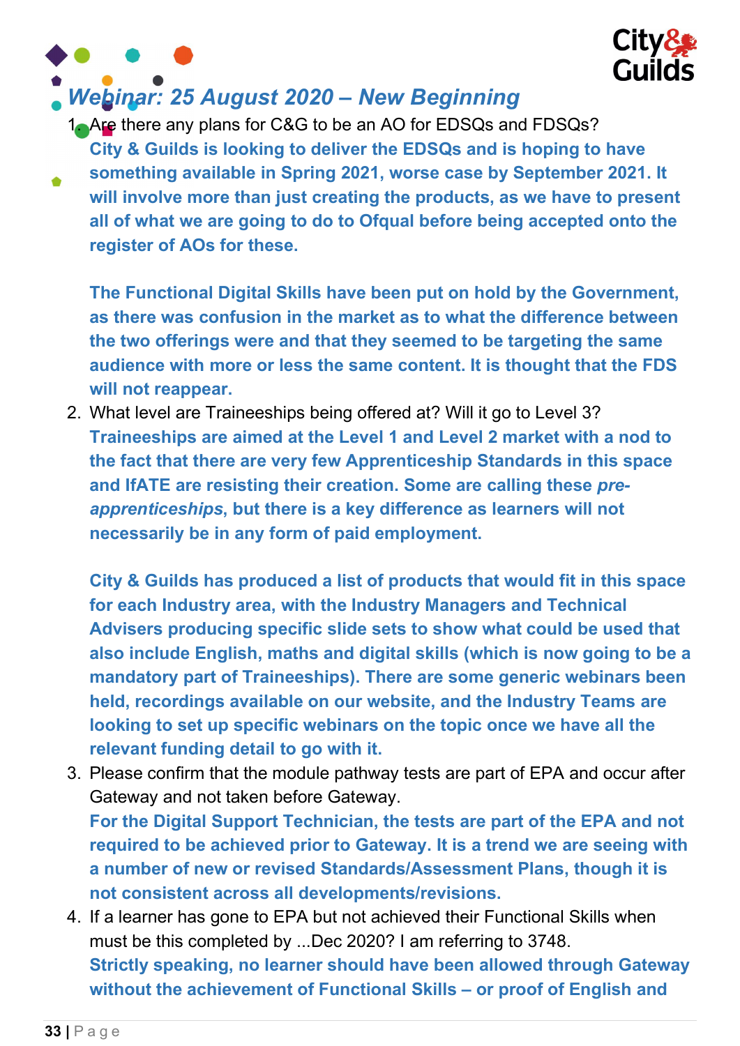## *Webinar: 25 August 2020 – New Beginning*

1. Are there any plans for C&G to be an AO for EDSQs and FDSQs?
   **City & Guilds is looking to deliver the EDSQs and is hoping to have something available in Spring 2021, worse case by September 2021. It will involve more than just creating the products, as we have to present all of what we are going to do to Ofqual before being accepted onto the register of AOs for these.**

   **The Functional Digital Skills have been put on hold by the Government, as there was confusion in the market as to what the difference between the two offerings were and that they seemed to be targeting the same audience with more or less the same content. It is thought that the FDS will not reappear.**
2. What level are Traineeships being offered at? Will it go to Level 3?
   **Traineeships are aimed at the Level 1 and Level 2 market with a nod to the fact that there are very few Apprenticeship Standards in this space and IfATE are resisting their creation. Some are calling these *pre-apprenticeships*, but there is a key difference as learners will not necessarily be in any form of paid employment.**

   **City & Guilds has produced a list of products that would fit in this space for each Industry area, with the Industry Managers and Technical Advisers producing specific slide sets to show what could be used that also include English, maths and digital skills (which is now going to be a mandatory part of Traineeships). There are some generic webinars been held, recordings available on our website, and the Industry Teams are looking to set up specific webinars on the topic once we have all the relevant funding detail to go with it.**
3. Please confirm that the module pathway tests are part of EPA and occur after Gateway and not taken before Gateway.
   **For the Digital Support Technician, the tests are part of the EPA and not required to be achieved prior to Gateway. It is a trend we are seeing with a number of new or revised Standards/Assessment Plans, though it is not consistent across all developments/revisions.**
4. If a learner has gone to EPA but not achieved their Functional Skills when must be this completed by ...Dec 2020? I am referring to 3748.
   **Strictly speaking, no learner should have been allowed through Gateway without the achievement of Functional Skills – or proof of English and**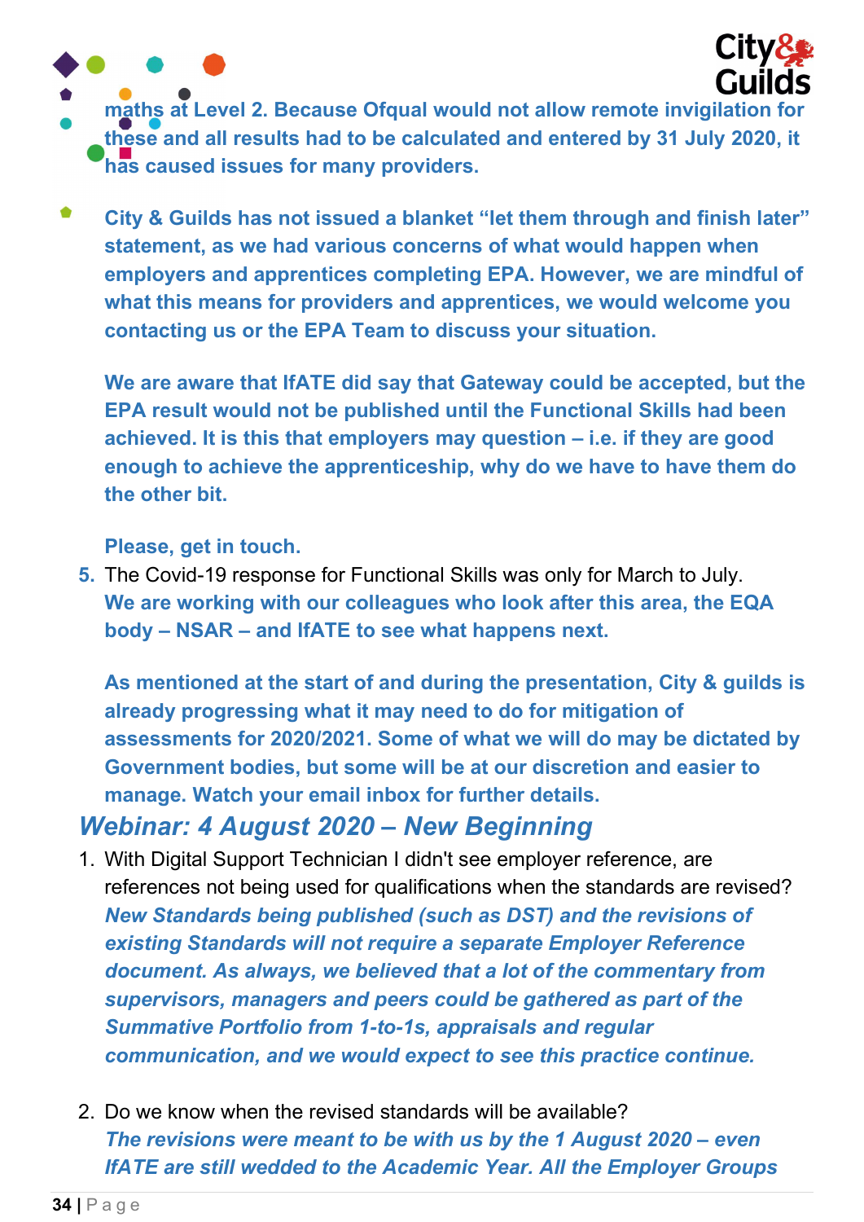**maths at Level 2. Because Ofqual would not allow remote invigilation for these and all results had to be calculated and entered by 31 July 2020, it has caused issues for many providers.**

**City & Guilds has not issued a blanket "let them through and finish later" statement, as we had various concerns of what would happen when employers and apprentices completing EPA. However, we are mindful of what this means for providers and apprentices, we would welcome you contacting us or the EPA Team to discuss your situation.**

**We are aware that IfATE did say that Gateway could be accepted, but the EPA result would not be published until the Functional Skills had been achieved. It is this that employers may question – i.e. if they are good enough to achieve the apprenticeship, why do we have to have them do the other bit.**

**Please, get in touch.**

5. The Covid-19 response for Functional Skills was only for March to July.
**We are working with our colleagues who look after this area, the EQA body – NSAR – and IfATE to see what happens next.**

   **As mentioned at the start of and during the presentation, City & guilds is already progressing what it may need to do for mitigation of assessments for 2020/2021. Some of what we will do may be dictated by Government bodies, but some will be at our discretion and easier to manage. Watch your email inbox for further details.**

## *Webinar: 4 August 2020 – New Beginning*

1. With Digital Support Technician I didn't see employer reference, are references not being used for qualifications when the standards are revised?
***New Standards being published (such as DST) and the revisions of existing Standards will not require a separate Employer Reference document. As always, we believed that a lot of the commentary from supervisors, managers and peers could be gathered as part of the Summative Portfolio from 1-to-1s, appraisals and regular communication, and we would expect to see this practice continue.***

2. Do we know when the revised standards will be available?
***The revisions were meant to be with us by the 1 August 2020 – even IfATE are still wedded to the Academic Year. All the Employer Groups***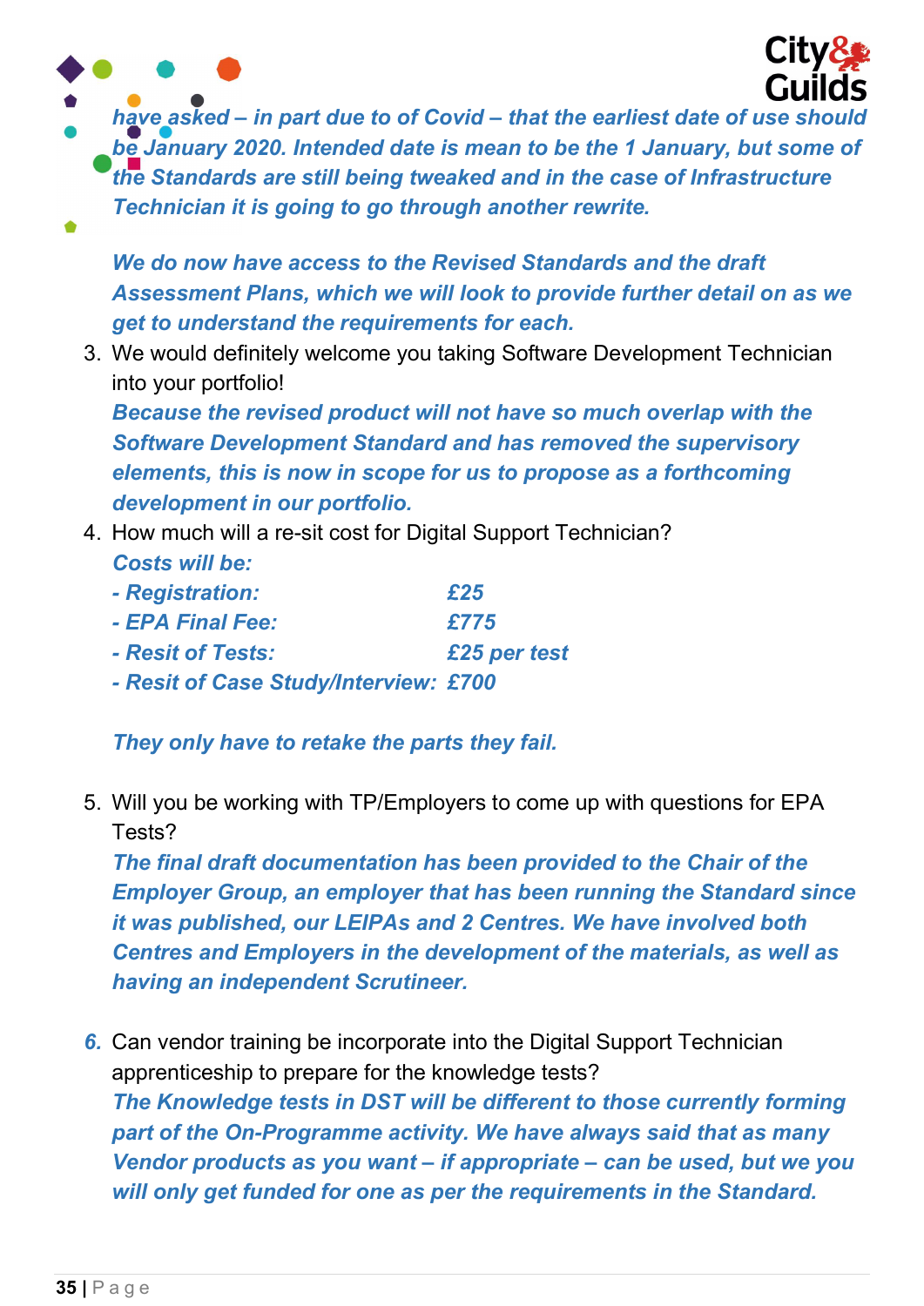*have asked – in part due to of Covid – that the earliest date of use should be January 2020. Intended date is mean to be the 1 January, but some of the Standards are still being tweaked and in the case of Infrastructure Technician it is going to go through another rewrite.*

*We do now have access to the Revised Standards and the draft Assessment Plans, which we will look to provide further detail on as we get to understand the requirements for each.*

3. We would definitely welcome you taking Software Development Technician into your portfolio!
   ***Because the revised product will not have so much overlap with the Software Development Standard and has removed the supervisory elements, this is now in scope for us to propose as a forthcoming development in our portfolio.***
4. How much will a re-sit cost for Digital Support Technician?
   ***Costs will be:***
   ***- Registration: £25***
   ***- EPA Final Fee: £775***
   ***- Resit of Tests: £25 per test***
   ***- Resit of Case Study/Interview: £700***

   ***They only have to retake the parts they fail.***

5. Will you be working with TP/Employers to come up with questions for EPA Tests?
   ***The final draft documentation has been provided to the Chair of the Employer Group, an employer that has been running the Standard since it was published, our LEIPAs and 2 Centres. We have involved both Centres and Employers in the development of the materials, as well as having an independent Scrutineer.***

6. Can vendor training be incorporate into the Digital Support Technician apprenticeship to prepare for the knowledge tests?
   ***The Knowledge tests in DST will be different to those currently forming part of the On-Programme activity. We have always said that as many Vendor products as you want – if appropriate – can be used, but we you will only get funded for one as per the requirements in the Standard.***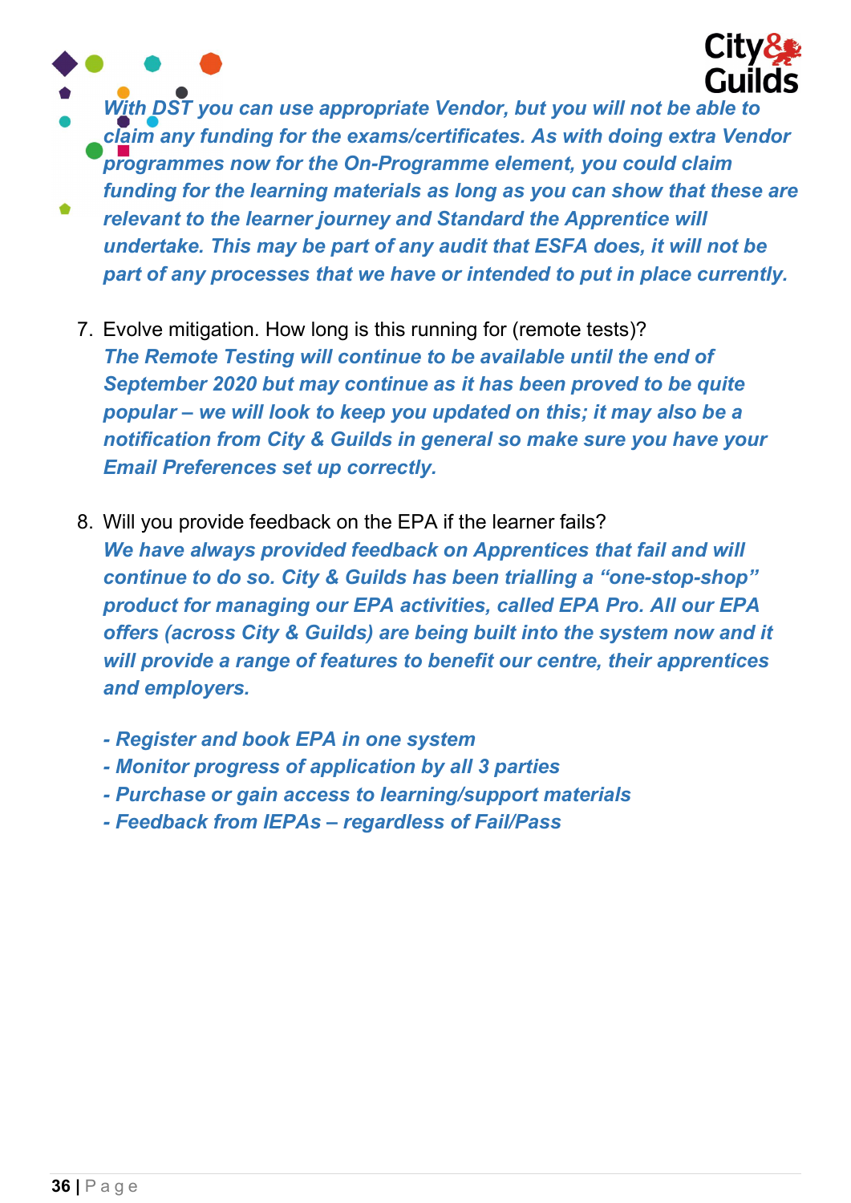*With DST you can use appropriate Vendor, but you will not be able to claim any funding for the exams/certificates. As with doing extra Vendor programmes now for the On-Programme element, you could claim funding for the learning materials as long as you can show that these are relevant to the learner journey and Standard the Apprentice will undertake. This may be part of any audit that ESFA does, it will not be part of any processes that we have or intended to put in place currently.*

7. Evolve mitigation. How long is this running for (remote tests)?
   *The Remote Testing will continue to be available until the end of September 2020 but may continue as it has been proved to be quite popular – we will look to keep you updated on this; it may also be a notification from City & Guilds in general so make sure you have your Email Preferences set up correctly.*

8. Will you provide feedback on the EPA if the learner fails?
   *We have always provided feedback on Apprentices that fail and will continue to do so. City & Guilds has been trialling a "one-stop-shop" product for managing our EPA activities, called EPA Pro. All our EPA offers (across City & Guilds) are being built into the system now and it will provide a range of features to benefit our centre, their apprentices and employers.*

   *- Register and book EPA in one system*
   *- Monitor progress of application by all 3 parties*
   *- Purchase or gain access to learning/support materials*
   *- Feedback from IEPAs – regardless of Fail/Pass*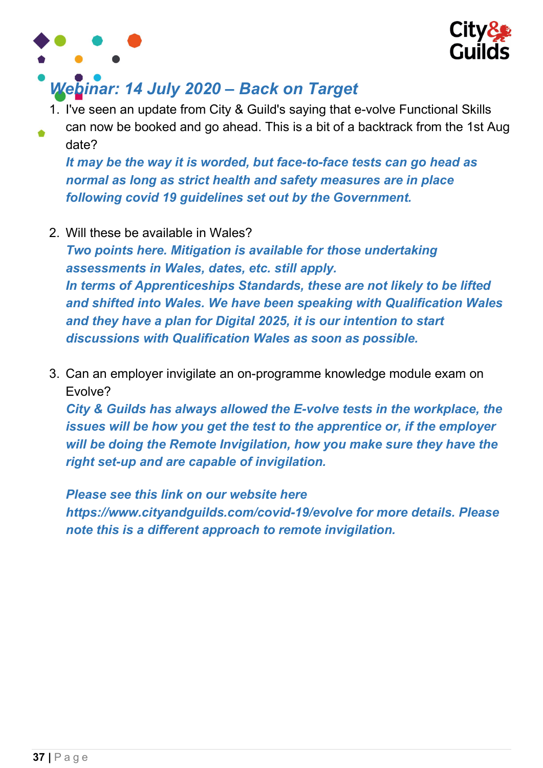## *Webinar: 14 July 2020 – Back on Target*

1. I've seen an update from City & Guild's saying that e-volve Functional Skills can now be booked and go ahead. This is a bit of a backtrack from the 1st Aug date?
   ***It may be the way it is worded, but face-to-face tests can go head as normal as long as strict health and safety measures are in place following covid 19 guidelines set out by the Government.***

2. Will these be available in Wales?
   ***Two points here. Mitigation is available for those undertaking assessments in Wales, dates, etc. still apply.***
   ***In terms of Apprenticeships Standards, these are not likely to be lifted and shifted into Wales. We have been speaking with Qualification Wales and they have a plan for Digital 2025, it is our intention to start discussions with Qualification Wales as soon as possible.***

3. Can an employer invigilate an on-programme knowledge module exam on Evolve?
   ***City & Guilds has always allowed the E-volve tests in the workplace, the issues will be how you get the test to the apprentice or, if the employer will be doing the Remote Invigilation, how you make sure they have the right set-up and are capable of invigilation.***

   ***Please see this link on our website here https://www.cityandguilds.com/covid-19/evolve for more details. Please note this is a different approach to remote invigilation.***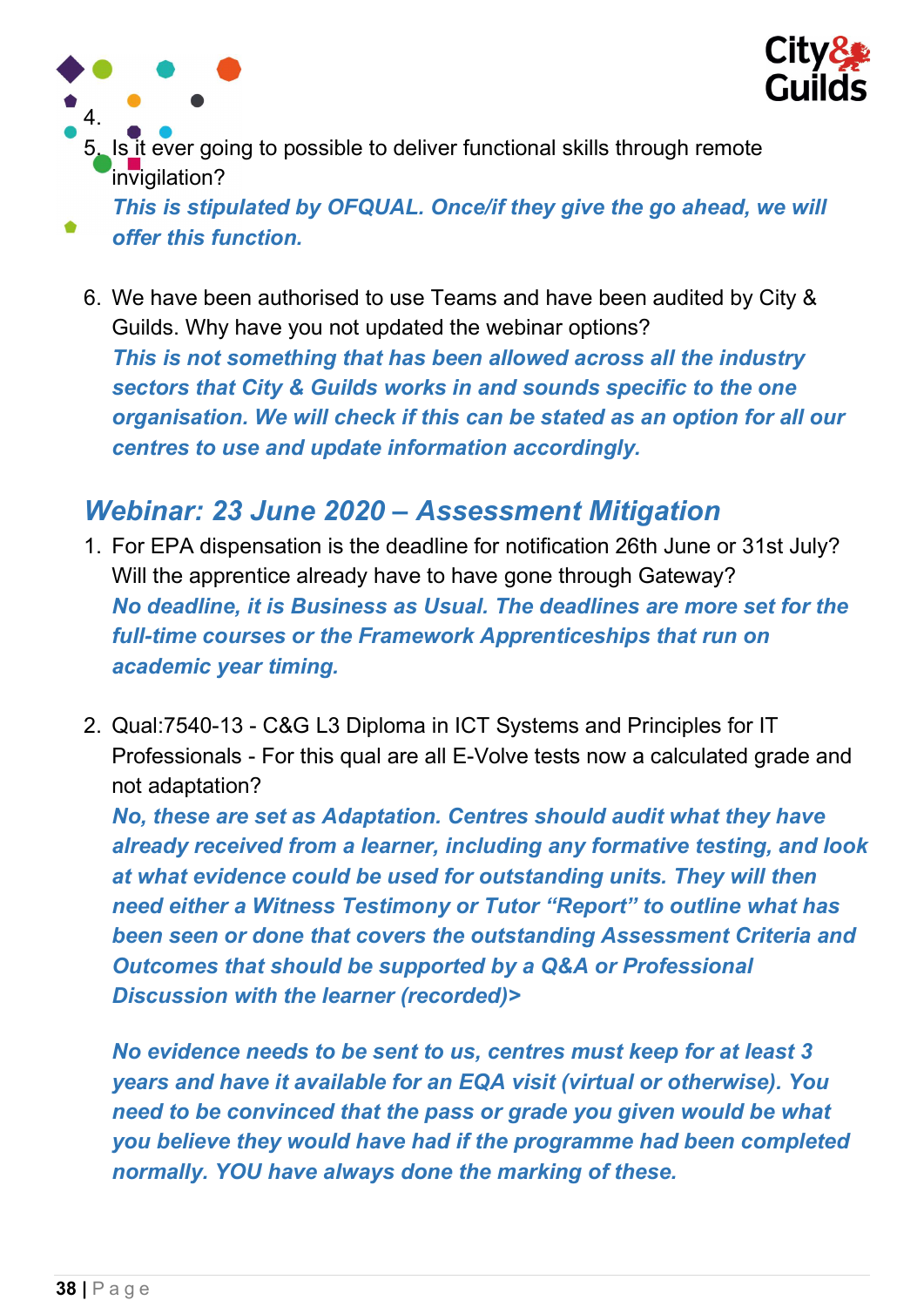4.
5. Is it ever going to possible to deliver functional skills through remote invigilation?
   ***This is stipulated by OFQUAL. Once/if they give the go ahead, we will offer this function.***

6. We have been authorised to use Teams and have been audited by City & Guilds. Why have you not updated the webinar options?
   ***This is not something that has been allowed across all the industry sectors that City & Guilds works in and sounds specific to the one organisation. We will check if this can be stated as an option for all our centres to use and update information accordingly.***

## *Webinar: 23 June 2020 – Assessment Mitigation*

1. For EPA dispensation is the deadline for notification 26th June or 31st July? Will the apprentice already have to have gone through Gateway?
   ***No deadline, it is Business as Usual. The deadlines are more set for the full-time courses or the Framework Apprenticeships that run on academic year timing.***

2. Qual:7540-13 - C&G L3 Diploma in ICT Systems and Principles for IT Professionals - For this qual are all E-Volve tests now a calculated grade and not adaptation?
   ***No, these are set as Adaptation. Centres should audit what they have already received from a learner, including any formative testing, and look at what evidence could be used for outstanding units. They will then need either a Witness Testimony or Tutor "Report" to outline what has been seen or done that covers the outstanding Assessment Criteria and Outcomes that should be supported by a Q&A or Professional Discussion with the learner (recorded)>***

   ***No evidence needs to be sent to us, centres must keep for at least 3 years and have it available for an EQA visit (virtual or otherwise). You need to be convinced that the pass or grade you given would be what you believe they would have had if the programme had been completed normally. YOU have always done the marking of these.***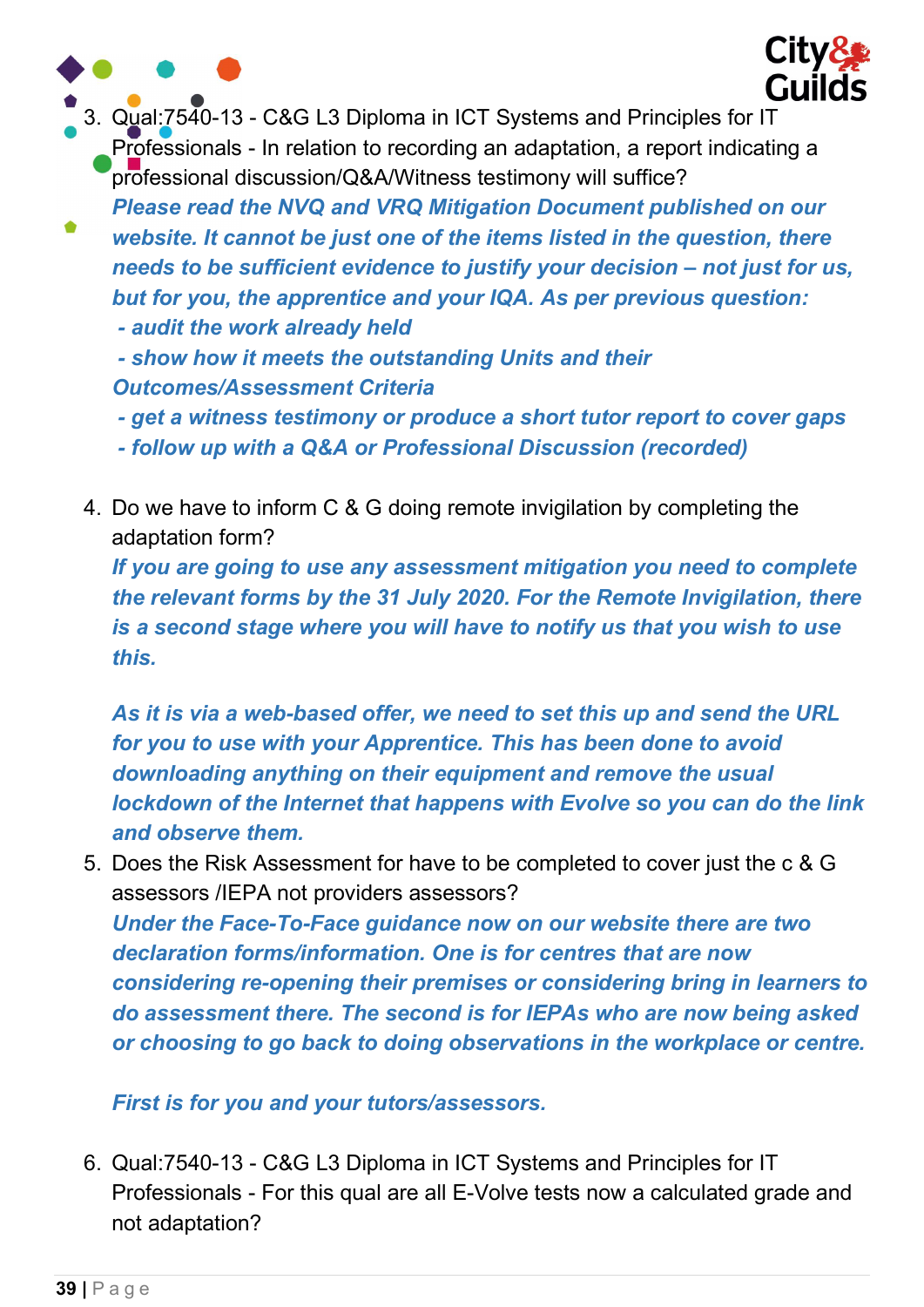3. Qual:7540-13 - C&G L3 Diploma in ICT Systems and Principles for IT Professionals - In relation to recording an adaptation, a report indicating a professional discussion/Q&A/Witness testimony will suffice?

   ***Please read the NVQ and VRQ Mitigation Document published on our website. It cannot be just one of the items listed in the question, there needs to be sufficient evidence to justify your decision – not just for us, but for you, the apprentice and your IQA. As per previous question:***

   ***- audit the work already held***

   ***- show how it meets the outstanding Units and their Outcomes/Assessment Criteria***

   ***- get a witness testimony or produce a short tutor report to cover gaps***

   ***- follow up with a Q&A or Professional Discussion (recorded)***

4. Do we have to inform C & G doing remote invigilation by completing the adaptation form?

   ***If you are going to use any assessment mitigation you need to complete the relevant forms by the 31 July 2020. For the Remote Invigilation, there is a second stage where you will have to notify us that you wish to use this.***

   ***As it is via a web-based offer, we need to set this up and send the URL for you to use with your Apprentice. This has been done to avoid downloading anything on their equipment and remove the usual lockdown of the Internet that happens with Evolve so you can do the link and observe them.***

5. Does the Risk Assessment for have to be completed to cover just the c & G assessors /IEPA not providers assessors?

   ***Under the Face-To-Face guidance now on our website there are two declaration forms/information. One is for centres that are now considering re-opening their premises or considering bring in learners to do assessment there. The second is for IEPAs who are now being asked or choosing to go back to doing observations in the workplace or centre.***

   ***First is for you and your tutors/assessors.***

6. Qual:7540-13 - C&G L3 Diploma in ICT Systems and Principles for IT Professionals - For this qual are all E-Volve tests now a calculated grade and not adaptation?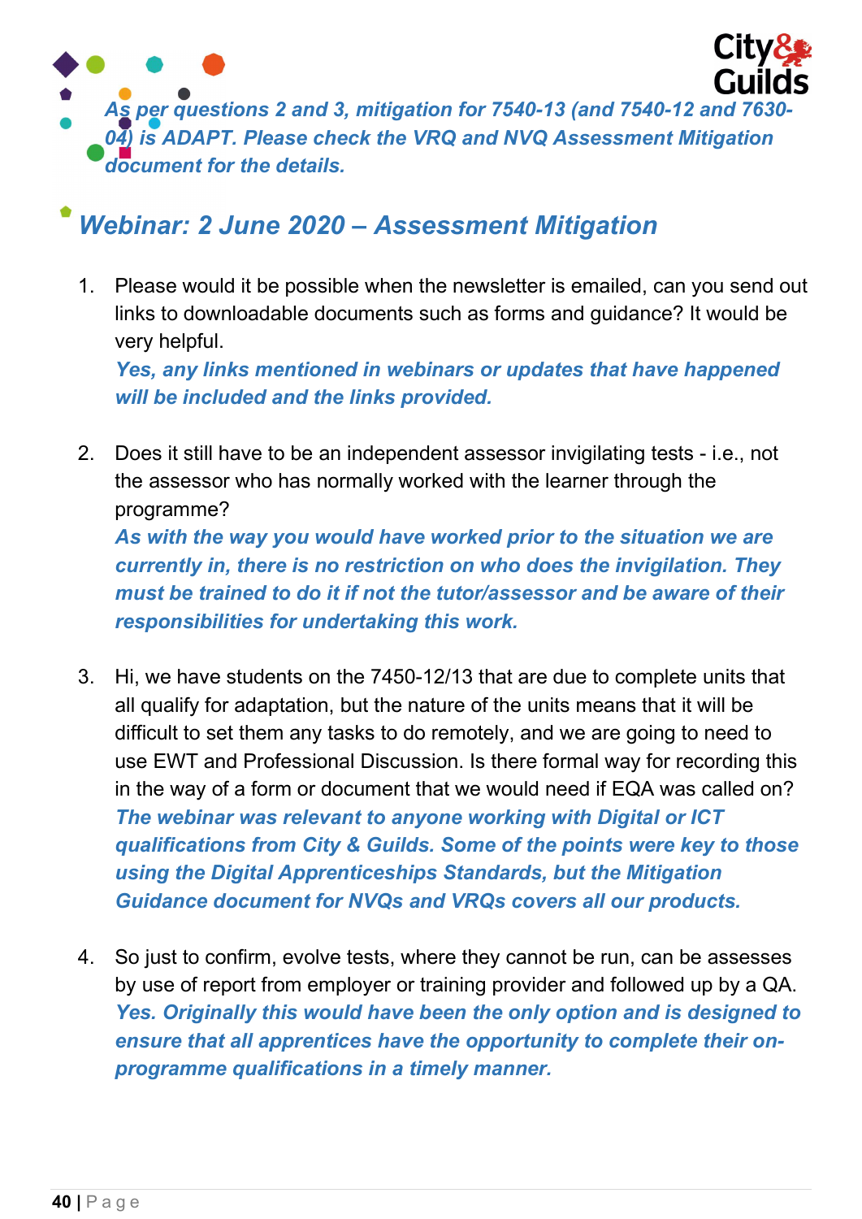*As per questions 2 and 3, mitigation for 7540-13 (and 7540-12 and 7630-04) is ADAPT. Please check the VRQ and NVQ Assessment Mitigation document for the details.*

## *Webinar: 2 June 2020 – Assessment Mitigation*

1. Please would it be possible when the newsletter is emailed, can you send out links to downloadable documents such as forms and guidance? It would be very helpful.
   ***Yes, any links mentioned in webinars or updates that have happened will be included and the links provided.***

2. Does it still have to be an independent assessor invigilating tests - i.e., not the assessor who has normally worked with the learner through the programme?
   ***As with the way you would have worked prior to the situation we are currently in, there is no restriction on who does the invigilation. They must be trained to do it if not the tutor/assessor and be aware of their responsibilities for undertaking this work.***

3. Hi, we have students on the 7450-12/13 that are due to complete units that all qualify for adaptation, but the nature of the units means that it will be difficult to set them any tasks to do remotely, and we are going to need to use EWT and Professional Discussion. Is there formal way for recording this in the way of a form or document that we would need if EQA was called on?
   ***The webinar was relevant to anyone working with Digital or ICT qualifications from City & Guilds. Some of the points were key to those using the Digital Apprenticeships Standards, but the Mitigation Guidance document for NVQs and VRQs covers all our products.***

4. So just to confirm, evolve tests, where they cannot be run, can be assesses by use of report from employer or training provider and followed up by a QA.
   ***Yes. Originally this would have been the only option and is designed to ensure that all apprentices have the opportunity to complete their on-programme qualifications in a timely manner.***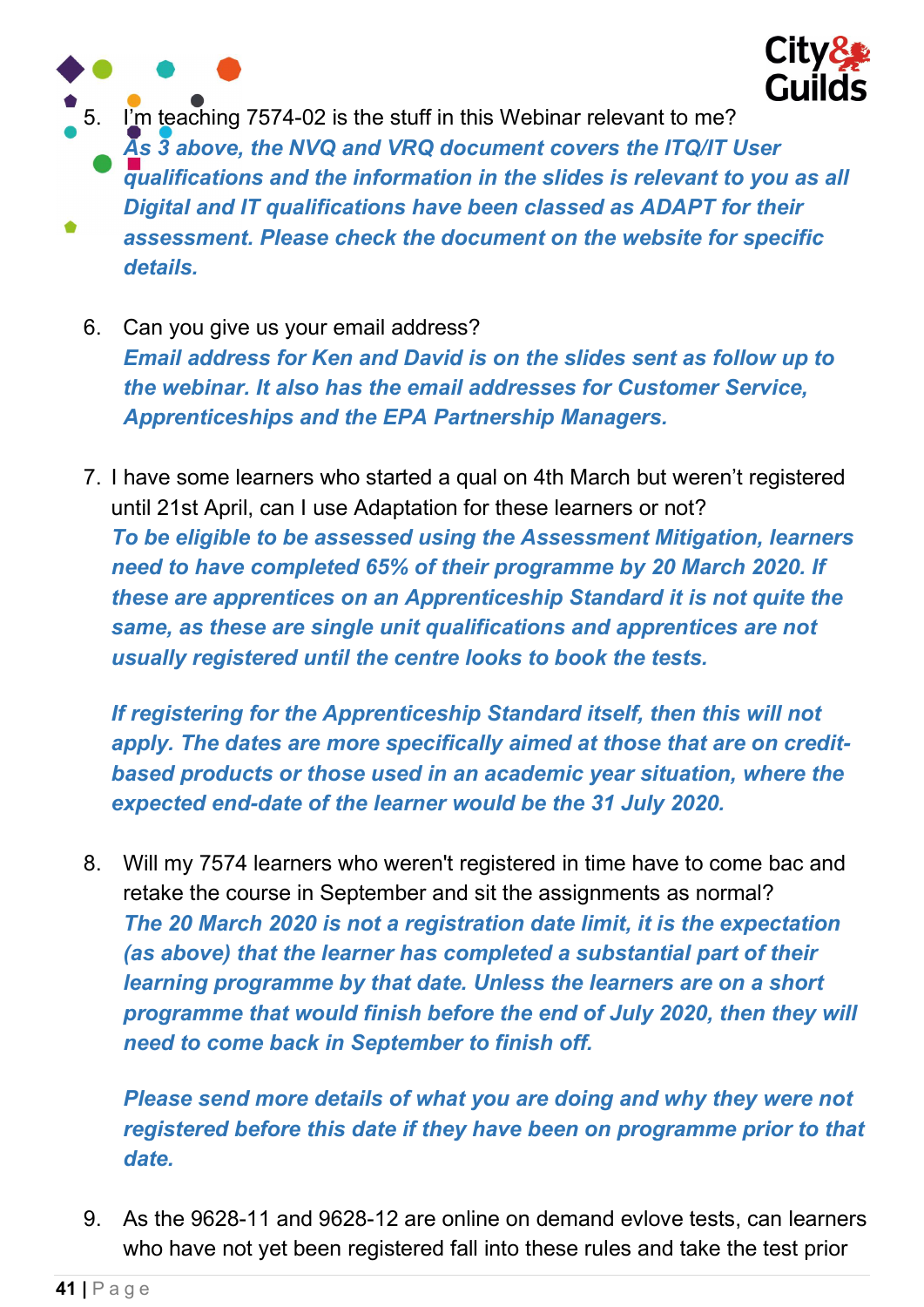5. I'm teaching 7574-02 is the stuff in this Webinar relevant to me?
   ***As 3 above, the NVQ and VRQ document covers the ITQ/IT User qualifications and the information in the slides is relevant to you as all Digital and IT qualifications have been classed as ADAPT for their assessment. Please check the document on the website for specific details.***

6. Can you give us your email address?
   ***Email address for Ken and David is on the slides sent as follow up to the webinar. It also has the email addresses for Customer Service, Apprenticeships and the EPA Partnership Managers.***

7. I have some learners who started a qual on 4th March but weren't registered until 21st April, can I use Adaptation for these learners or not?
   ***To be eligible to be assessed using the Assessment Mitigation, learners need to have completed 65% of their programme by 20 March 2020. If these are apprentices on an Apprenticeship Standard it is not quite the same, as these are single unit qualifications and apprentices are not usually registered until the centre looks to book the tests.***

   ***If registering for the Apprenticeship Standard itself, then this will not apply. The dates are more specifically aimed at those that are on credit-based products or those used in an academic year situation, where the expected end-date of the learner would be the 31 July 2020.***

8. Will my 7574 learners who weren't registered in time have to come bac and retake the course in September and sit the assignments as normal?
   ***The 20 March 2020 is not a registration date limit, it is the expectation (as above) that the learner has completed a substantial part of their learning programme by that date. Unless the learners are on a short programme that would finish before the end of July 2020, then they will need to come back in September to finish off.***

   ***Please send more details of what you are doing and why they were not registered before this date if they have been on programme prior to that date.***

9. As the 9628-11 and 9628-12 are online on demand evlove tests, can learners who have not yet been registered fall into these rules and take the test prior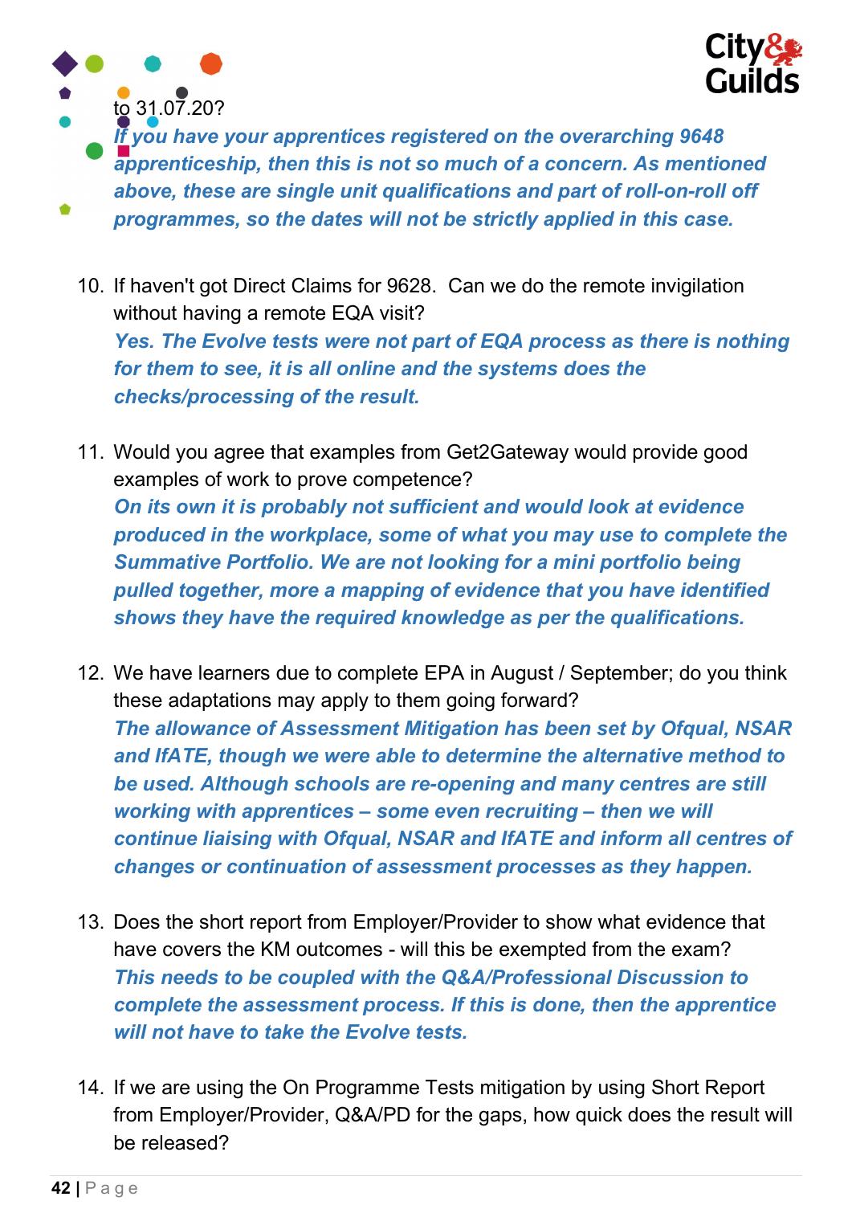to 31.07.20?

***If you have your apprentices registered on the overarching 9648 apprenticeship, then this is not so much of a concern. As mentioned above, these are single unit qualifications and part of roll-on-roll off programmes, so the dates will not be strictly applied in this case.***

10. If haven't got Direct Claims for 9628. Can we do the remote invigilation without having a remote EQA visit?
    ***Yes. The Evolve tests were not part of EQA process as there is nothing for them to see, it is all online and the systems does the checks/processing of the result.***

11. Would you agree that examples from Get2Gateway would provide good examples of work to prove competence?
    ***On its own it is probably not sufficient and would look at evidence produced in the workplace, some of what you may use to complete the Summative Portfolio. We are not looking for a mini portfolio being pulled together, more a mapping of evidence that you have identified shows they have the required knowledge as per the qualifications.***

12. We have learners due to complete EPA in August / September; do you think these adaptations may apply to them going forward?
    ***The allowance of Assessment Mitigation has been set by Ofqual, NSAR and IfATE, though we were able to determine the alternative method to be used. Although schools are re-opening and many centres are still working with apprentices – some even recruiting – then we will continue liaising with Ofqual, NSAR and IfATE and inform all centres of changes or continuation of assessment processes as they happen.***

13. Does the short report from Employer/Provider to show what evidence that have covers the KM outcomes - will this be exempted from the exam?
    ***This needs to be coupled with the Q&A/Professional Discussion to complete the assessment process. If this is done, then the apprentice will not have to take the Evolve tests.***

14. If we are using the On Programme Tests mitigation by using Short Report from Employer/Provider, Q&A/PD for the gaps, how quick does the result will be released?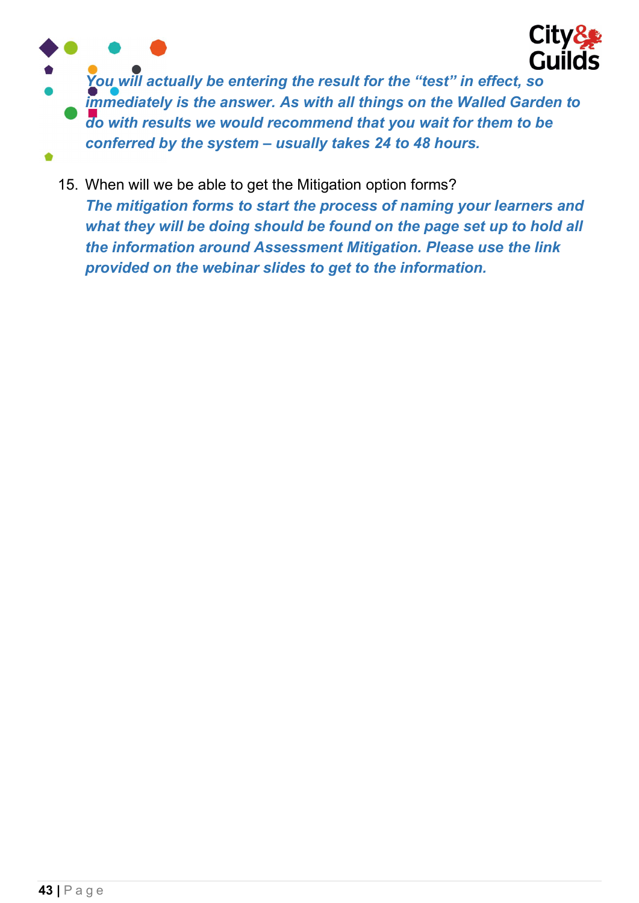*You will actually be entering the result for the "test" in effect, so immediately is the answer. As with all things on the Walled Garden to do with results we would recommend that you wait for them to be conferred by the system – usually takes 24 to 48 hours.*

15. When will we be able to get the Mitigation option forms?
    ***The mitigation forms to start the process of naming your learners and what they will be doing should be found on the page set up to hold all the information around Assessment Mitigation. Please use the link provided on the webinar slides to get to the information.***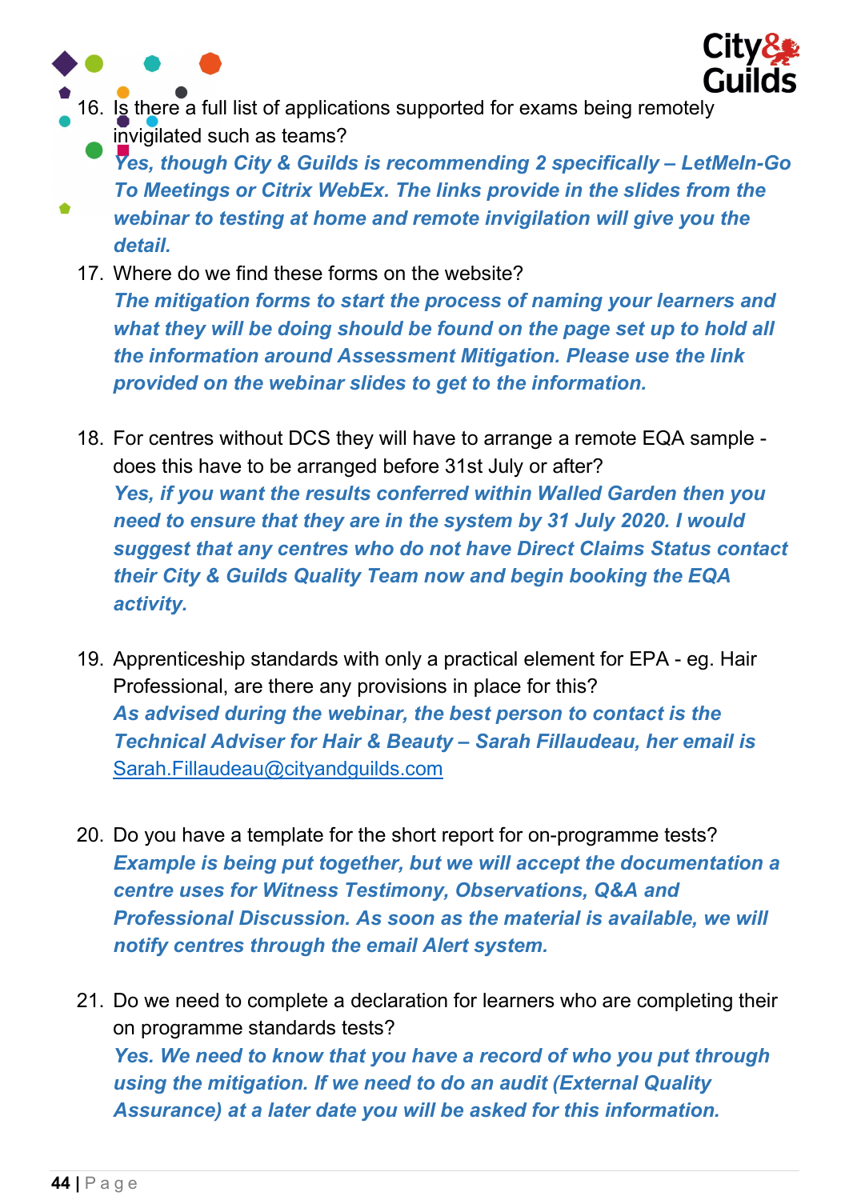16. Is there a full list of applications supported for exams being remotely invigilated such as teams?
    ***Yes, though City & Guilds is recommending 2 specifically – LetMeIn-Go To Meetings or Citrix WebEx. The links provide in the slides from the webinar to testing at home and remote invigilation will give you the detail.***
17. Where do we find these forms on the website?
    ***The mitigation forms to start the process of naming your learners and what they will be doing should be found on the page set up to hold all the information around Assessment Mitigation. Please use the link provided on the webinar slides to get to the information.***

18. For centres without DCS they will have to arrange a remote EQA sample - does this have to be arranged before 31st July or after?
    ***Yes, if you want the results conferred within Walled Garden then you need to ensure that they are in the system by 31 July 2020. I would suggest that any centres who do not have Direct Claims Status contact their City & Guilds Quality Team now and begin booking the EQA activity.***

19. Apprenticeship standards with only a practical element for EPA - eg. Hair Professional, are there any provisions in place for this?
    ***As advised during the webinar, the best person to contact is the Technical Adviser for Hair & Beauty – Sarah Fillaudeau, her email is*** [Sarah.Fillaudeau@cityandguilds.com](mailto:Sarah.Fillaudeau@cityandguilds.com)

20. Do you have a template for the short report for on-programme tests?
    ***Example is being put together, but we will accept the documentation a centre uses for Witness Testimony, Observations, Q&A and Professional Discussion. As soon as the material is available, we will notify centres through the email Alert system.***

21. Do we need to complete a declaration for learners who are completing their on programme standards tests?
    ***Yes. We need to know that you have a record of who you put through using the mitigation. If we need to do an audit (External Quality Assurance) at a later date you will be asked for this information.***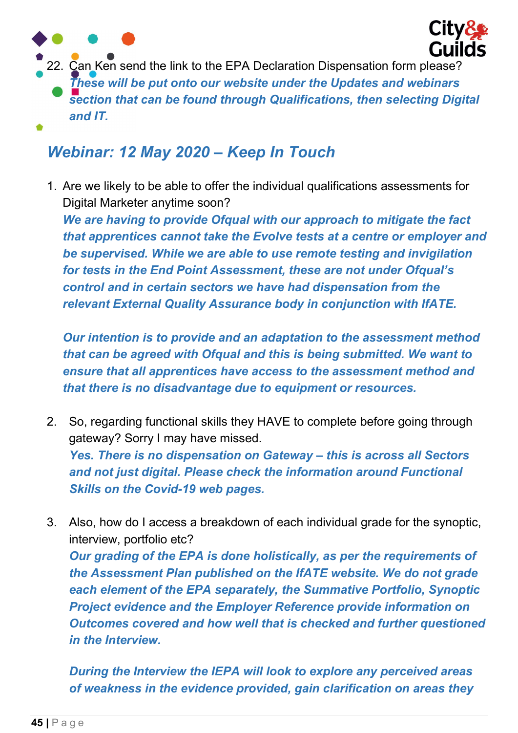22. Can Ken send the link to the EPA Declaration Dispensation form please?
    ***These will be put onto our website under the Updates and webinars section that can be found through Qualifications, then selecting Digital and IT.***

## *Webinar: 12 May 2020 – Keep In Touch*

1. Are we likely to be able to offer the individual qualifications assessments for Digital Marketer anytime soon?
   ***We are having to provide Ofqual with our approach to mitigate the fact that apprentices cannot take the Evolve tests at a centre or employer and be supervised. While we are able to use remote testing and invigilation for tests in the End Point Assessment, these are not under Ofqual's control and in certain sectors we have had dispensation from the relevant External Quality Assurance body in conjunction with IfATE.***

   ***Our intention is to provide and an adaptation to the assessment method that can be agreed with Ofqual and this is being submitted. We want to ensure that all apprentices have access to the assessment method and that there is no disadvantage due to equipment or resources.***

2. So, regarding functional skills they HAVE to complete before going through gateway? Sorry I may have missed.
   ***Yes. There is no dispensation on Gateway – this is across all Sectors and not just digital. Please check the information around Functional Skills on the Covid-19 web pages.***

3. Also, how do I access a breakdown of each individual grade for the synoptic, interview, portfolio etc?
   ***Our grading of the EPA is done holistically, as per the requirements of the Assessment Plan published on the IfATE website. We do not grade each element of the EPA separately, the Summative Portfolio, Synoptic Project evidence and the Employer Reference provide information on Outcomes covered and how well that is checked and further questioned in the Interview.***

   ***During the Interview the IEPA will look to explore any perceived areas of weakness in the evidence provided, gain clarification on areas they***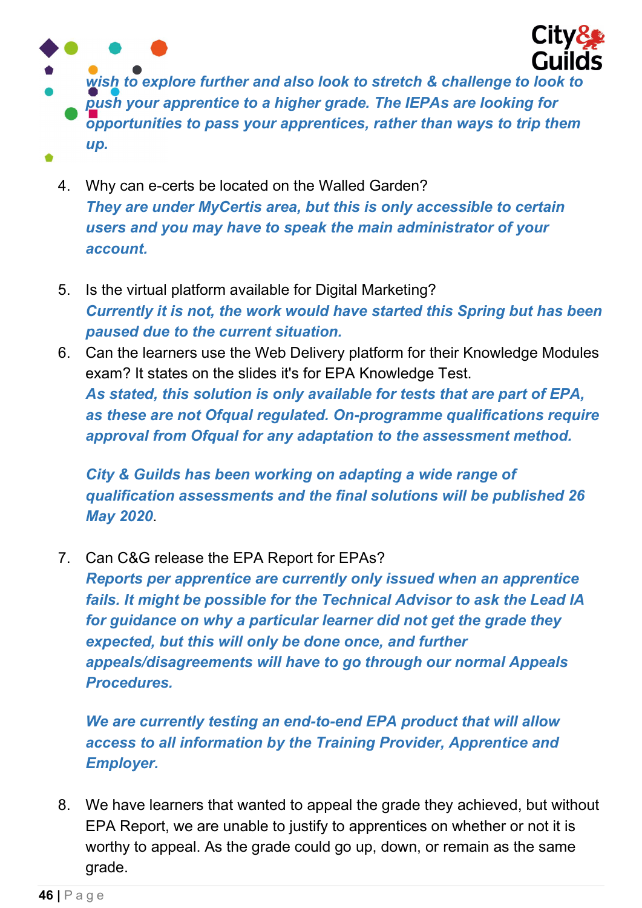***wish to explore further and also look to stretch & challenge to look to push your apprentice to a higher grade. The IEPAs are looking for opportunities to pass your apprentices, rather than ways to trip them up.***

4. Why can e-certs be located on the Walled Garden?
***They are under MyCertis area, but this is only accessible to certain users and you may have to speak the main administrator of your account.***

5. Is the virtual platform available for Digital Marketing?
***Currently it is not, the work would have started this Spring but has been paused due to the current situation.***

6. Can the learners use the Web Delivery platform for their Knowledge Modules exam? It states on the slides it's for EPA Knowledge Test.
***As stated, this solution is only available for tests that are part of EPA, as these are not Ofqual regulated. On-programme qualifications require approval from Ofqual for any adaptation to the assessment method.***

   ***City & Guilds has been working on adapting a wide range of qualification assessments and the final solutions will be published 26 May 2020***.

7. Can C&G release the EPA Report for EPAs?
***Reports per apprentice are currently only issued when an apprentice fails. It might be possible for the Technical Advisor to ask the Lead IA for guidance on why a particular learner did not get the grade they expected, but this will only be done once, and further appeals/disagreements will have to go through our normal Appeals Procedures.***

   ***We are currently testing an end-to-end EPA product that will allow access to all information by the Training Provider, Apprentice and Employer.***

8. We have learners that wanted to appeal the grade they achieved, but without EPA Report, we are unable to justify to apprentices on whether or not it is worthy to appeal. As the grade could go up, down, or remain as the same grade.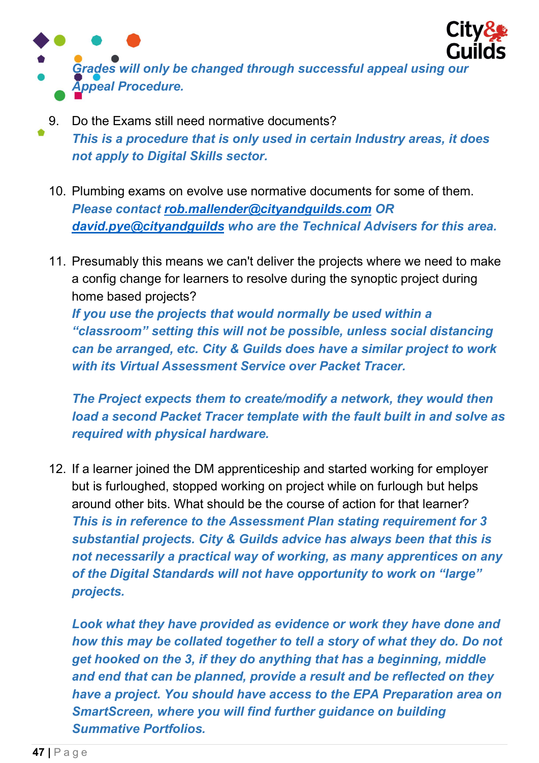*Grades will only be changed through successful appeal using our Appeal Procedure.*

9. Do the Exams still need normative documents?
   ***This is a procedure that is only used in certain Industry areas, it does not apply to Digital Skills sector.***

10. Plumbing exams on evolve use normative documents for some of them.
    ***Please contact [rob.mallender@cityandguilds.com](mailto:rob.mallender@cityandguilds.com) OR [david.pye@cityandguilds](mailto:david.pye@cityandguilds) who are the Technical Advisers for this area.***

11. Presumably this means we can't deliver the projects where we need to make a config change for learners to resolve during the synoptic project during home based projects?
    ***If you use the projects that would normally be used within a "classroom" setting this will not be possible, unless social distancing can be arranged, etc. City & Guilds does have a similar project to work with its Virtual Assessment Service over Packet Tracer.***

    ***The Project expects them to create/modify a network, they would then load a second Packet Tracer template with the fault built in and solve as required with physical hardware.***

12. If a learner joined the DM apprenticeship and started working for employer but is furloughed, stopped working on project while on furlough but helps around other bits. What should be the course of action for that learner?
    ***This is in reference to the Assessment Plan stating requirement for 3 substantial projects. City & Guilds advice has always been that this is not necessarily a practical way of working, as many apprentices on any of the Digital Standards will not have opportunity to work on "large" projects.***

    ***Look what they have provided as evidence or work they have done and how this may be collated together to tell a story of what they do. Do not get hooked on the 3, if they do anything that has a beginning, middle and end that can be planned, provide a result and be reflected on they have a project. You should have access to the EPA Preparation area on SmartScreen, where you will find further guidance on building Summative Portfolios.***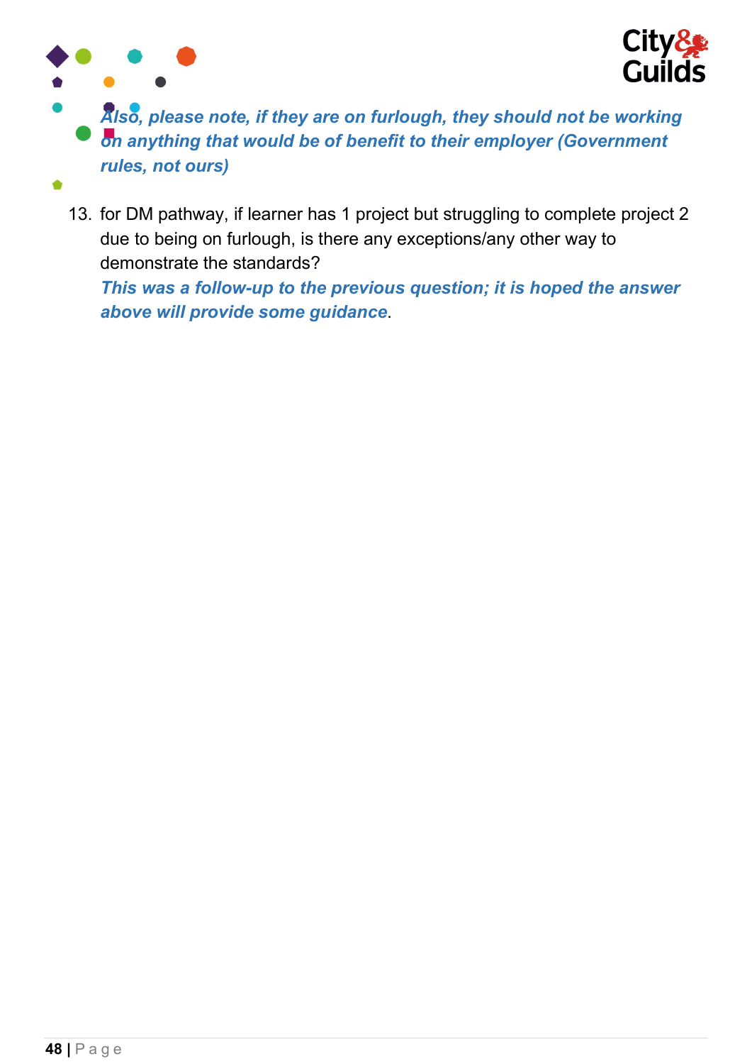***Also, please note, if they are on furlough, they should not be working on anything that would be of benefit to their employer (Government rules, not ours)***

13. for DM pathway, if learner has 1 project but struggling to complete project 2 due to being on furlough, is there any exceptions/any other way to demonstrate the standards?
    ***This was a follow-up to the previous question; it is hoped the answer above will provide some guidance***.